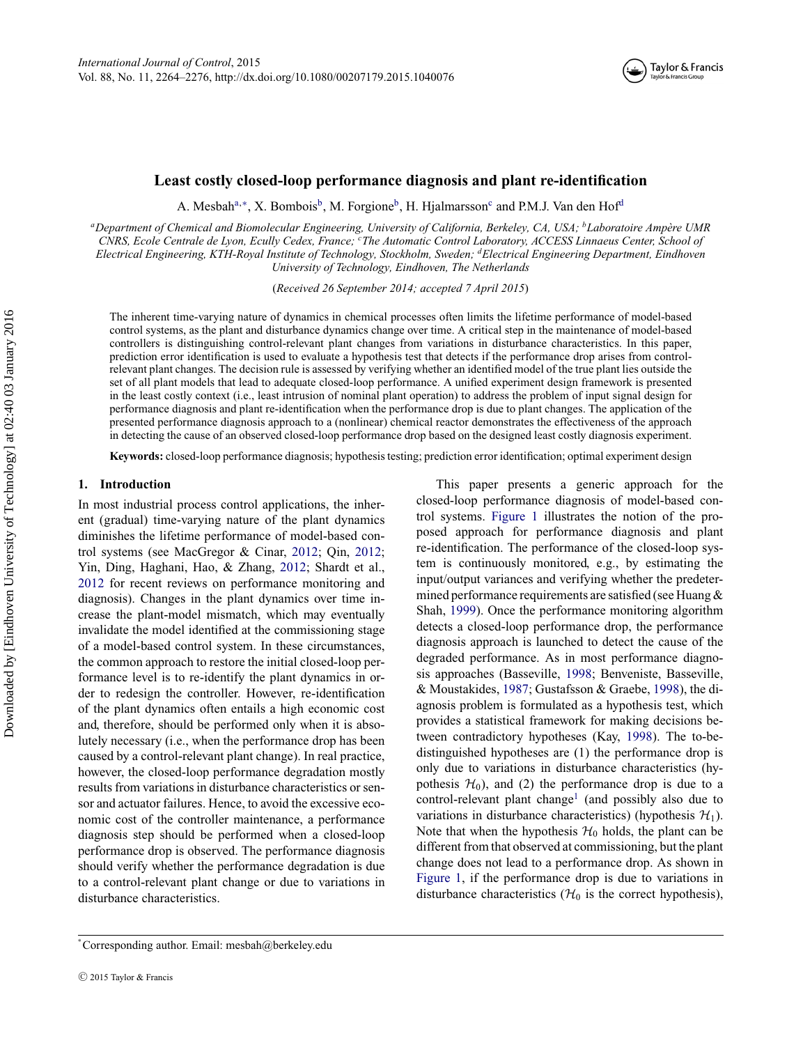# Least costly closed-loop performance diagnosis and plant re-identification

A. Mesbah[a,*], X. Bombois[b], M. Forgione[b], H. Hjalmarsson[c] and P.M.J. Van den Hof[d]

[a]*Department of Chemical and Biomolecular Engineering, University of California, Berkeley, CA, USA;* [b]*Laboratoire Ampère UMR CNRS, Ecole Centrale de Lyon, Ecully Cedex, France;* [c]*The Automatic Control Laboratory, ACCESS Linnaeus Center, School of Electrical Engineering, KTH-Royal Institute of Technology, Stockholm, Sweden;* [d]*Electrical Engineering Department, Eindhoven University of Technology, Eindhoven, The Netherlands*

(*Received 26 September 2014; accepted 7 April 2015*)

The inherent time-varying nature of dynamics in chemical processes often limits the lifetime performance of model-based control systems, as the plant and disturbance dynamics change over time. A critical step in the maintenance of model-based controllers is distinguishing control-relevant plant changes from variations in disturbance characteristics. In this paper, prediction error identification is used to evaluate a hypothesis test that detects if the performance drop arises from control-relevant plant changes. The decision rule is assessed by verifying whether an identified model of the true plant lies outside the set of all plant models that lead to adequate closed-loop performance. A unified experiment design framework is presented in the least costly context (i.e., least intrusion of nominal plant operation) to address the problem of input signal design for performance diagnosis and plant re-identification when the performance drop is due to plant changes. The application of the presented performance diagnosis approach to a (nonlinear) chemical reactor demonstrates the effectiveness of the approach in detecting the cause of an observed closed-loop performance drop based on the designed least costly diagnosis experiment.

**Keywords:** closed-loop performance diagnosis; hypothesis testing; prediction error identification; optimal experiment design

## 1. Introduction

In most industrial process control applications, the inherent (gradual) time-varying nature of the plant dynamics diminishes the lifetime performance of model-based control systems (see MacGregor & Cinar, 2012; Qin, 2012; Yin, Ding, Haghani, Hao, & Zhang, 2012; Shardt et al., 2012 for recent reviews on performance monitoring and diagnosis). Changes in the plant dynamics over time increase the plant-model mismatch, which may eventually invalidate the model identified at the commissioning stage of a model-based control system. In these circumstances, the common approach to restore the initial closed-loop performance level is to re-identify the plant dynamics in order to redesign the controller. However, re-identification of the plant dynamics often entails a high economic cost and, therefore, should be performed only when it is absolutely necessary (i.e., when the performance drop has been caused by a control-relevant plant change). In real practice, however, the closed-loop performance degradation mostly results from variations in disturbance characteristics or sensor and actuator failures. Hence, to avoid the excessive economic cost of the controller maintenance, a performance diagnosis step should be performed when a closed-loop performance drop is observed. The performance diagnosis should verify whether the performance degradation is due to a control-relevant plant change or due to variations in disturbance characteristics.

This paper presents a generic approach for the closed-loop performance diagnosis of model-based control systems. Figure 1 illustrates the notion of the proposed approach for performance diagnosis and plant re-identification. The performance of the closed-loop system is continuously monitored, e.g., by estimating the input/output variances and verifying whether the predetermined performance requirements are satisfied (see Huang & Shah, 1999). Once the performance monitoring algorithm detects a closed-loop performance drop, the performance diagnosis approach is launched to detect the cause of the degraded performance. As in most performance diagnosis approaches (Basseville, 1998; Benveniste, Basseville, & Moustakides, 1987; Gustafsson & Graebe, 1998), the diagnosis problem is formulated as a hypothesis test, which provides a statistical framework for making decisions between contradictory hypotheses (Kay, 1998). The to-be-distinguished hypotheses are (1) the performance drop is only due to variations in disturbance characteristics (hypothesis $\mathcal{H}_0$), and (2) the performance drop is due to a control-relevant plant change[1] (and possibly also due to variations in disturbance characteristics) (hypothesis $\mathcal{H}_1$). Note that when the hypothesis $\mathcal{H}_0$ holds, the plant can be different from that observed at commissioning, but the plant change does not lead to a performance drop. As shown in Figure 1, if the performance drop is due to variations in disturbance characteristics ($\mathcal{H}_0$ is the correct hypothesis),

*Corresponding author. Email: mesbah@berkeley.edu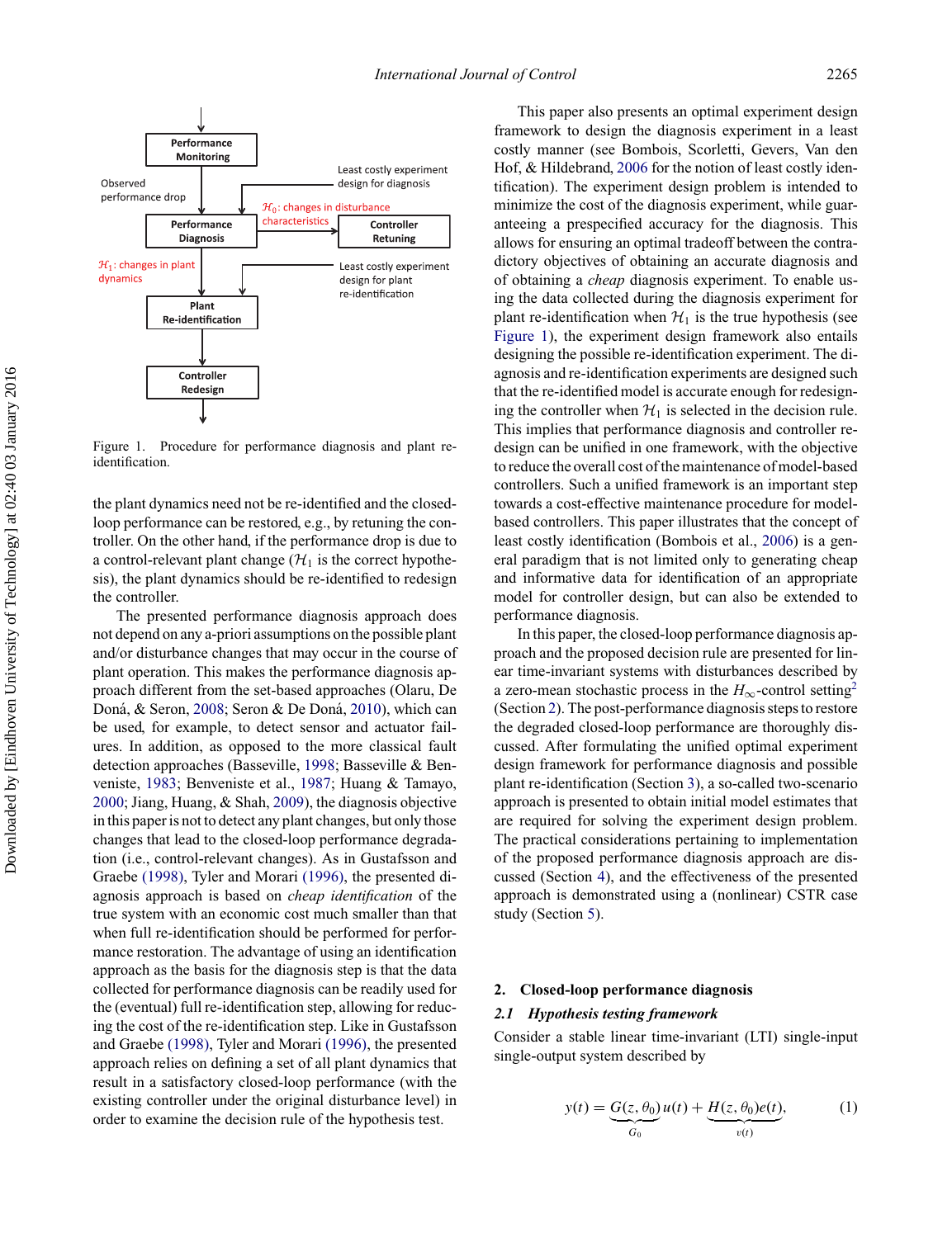Figure 1. Procedure for performance diagnosis and plant re-identification.

the plant dynamics need not be re-identified and the closed-loop performance can be restored, e.g., by retuning the controller. On the other hand, if the performance drop is due to a control-relevant plant change ($\mathcal{H}_1$ is the correct hypothesis), the plant dynamics should be re-identified to redesign the controller.

The presented performance diagnosis approach does not depend on any a-priori assumptions on the possible plant and/or disturbance changes that may occur in the course of plant operation. This makes the performance diagnosis approach different from the set-based approaches (Olaru, De Doná, & Seron, 2008; Seron & De Doná, 2010), which can be used, for example, to detect sensor and actuator failures. In addition, as opposed to the more classical fault detection approaches (Basseville, 1998; Basseville & Benveniste, 1983; Benveniste et al., 1987; Huang & Tamayo, 2000; Jiang, Huang, & Shah, 2009), the diagnosis objective in this paper is not to detect any plant changes, but only those changes that lead to the closed-loop performance degradation (i.e., control-relevant changes). As in Gustafsson and Graebe (1998), Tyler and Morari (1996), the presented diagnosis approach is based on *cheap identification* of the true system with an economic cost much smaller than that when full re-identification should be performed for performance restoration. The advantage of using an identification approach as the basis for the diagnosis step is that the data collected for performance diagnosis can be readily used for the (eventual) full re-identification step, allowing for reducing the cost of the re-identification step. Like in Gustafsson and Graebe (1998), Tyler and Morari (1996), the presented approach relies on defining a set of all plant dynamics that result in a satisfactory closed-loop performance (with the existing controller under the original disturbance level) in order to examine the decision rule of the hypothesis test.

This paper also presents an optimal experiment design framework to design the diagnosis experiment in a least costly manner (see Bombois, Scorletti, Gevers, Van den Hof, & Hildebrand, 2006 for the notion of least costly identification). The experiment design problem is intended to minimize the cost of the diagnosis experiment, while guaranteeing a prespecified accuracy for the diagnosis. This allows for ensuring an optimal tradeoff between the contradictory objectives of obtaining an accurate diagnosis and of obtaining a *cheap* diagnosis experiment. To enable using the data collected during the diagnosis experiment for plant re-identification when $\mathcal{H}_1$ is the true hypothesis (see Figure 1), the experiment design framework also entails designing the possible re-identification experiment. The diagnosis and re-identification experiments are designed such that the re-identified model is accurate enough for redesigning the controller when $\mathcal{H}_1$ is selected in the decision rule. This implies that performance diagnosis and controller redesign can be unified in one framework, with the objective to reduce the overall cost of the maintenance of model-based controllers. Such a unified framework is an important step towards a cost-effective maintenance procedure for model-based controllers. This paper illustrates that the concept of least costly identification (Bombois et al., 2006) is a general paradigm that is not limited only to generating cheap and informative data for identification of an appropriate model for controller design, but can also be extended to performance diagnosis.

In this paper, the closed-loop performance diagnosis approach and the proposed decision rule are presented for linear time-invariant systems with disturbances described by a zero-mean stochastic process in the $H_\infty$-control setting[2] (Section 2). The post-performance diagnosis steps to restore the degraded closed-loop performance are thoroughly discussed. After formulating the unified optimal experiment design framework for performance diagnosis and possible plant re-identification (Section 3), a so-called two-scenario approach is presented to obtain initial model estimates that are required for solving the experiment design problem. The practical considerations pertaining to implementation of the proposed performance diagnosis approach are discussed (Section 4), and the effectiveness of the presented approach is demonstrated using a (nonlinear) CSTR case study (Section 5).

## 2. Closed-loop performance diagnosis

### 2.1 *Hypothesis testing framework*

Consider a stable linear time-invariant (LTI) single-input single-output system described by

$$y(t) = \underbrace{G(z,\theta_0)}_{G_0}u(t) + \underbrace{H(z,\theta_0)e(t)}_{v(t)}, \qquad (1)$$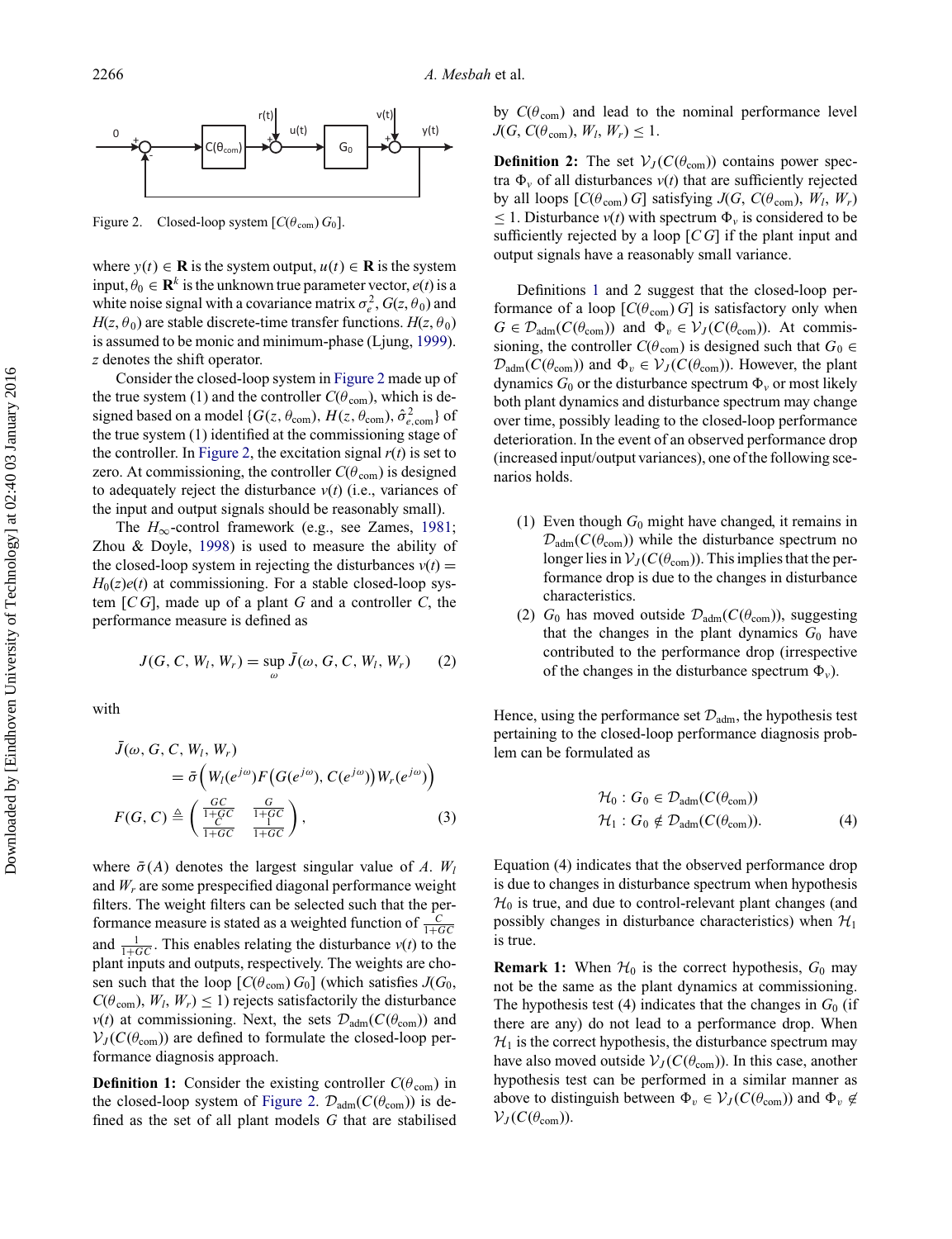Figure 2. Closed-loop system $[C(\theta_{\text{com}})\, G_0]$.

where $y(t) \in \mathbf{R}$ is the system output, $u(t) \in \mathbf{R}$ is the system input, $\theta_0 \in \mathbf{R}^k$ is the unknown true parameter vector, $e(t)$ is a white noise signal with a covariance matrix $\sigma_e^2$, $G(z, \theta_0)$ and $H(z, \theta_0)$ are stable discrete-time transfer functions. $H(z, \theta_0)$ is assumed to be monic and minimum-phase (Ljung, 1999). $z$ denotes the shift operator.

Consider the closed-loop system in Figure 2 made up of the true system (1) and the controller $C(\theta_{\text{com}})$, which is designed based on a model $\{G(z, \theta_{\text{com}}), H(z, \theta_{\text{com}}), \hat{\sigma}^2_{e,\text{com}}\}$ of the true system (1) identified at the commissioning stage of the controller. In Figure 2, the excitation signal $r(t)$ is set to zero. At commissioning, the controller $C(\theta_{\text{com}})$ is designed to adequately reject the disturbance $v(t)$ (i.e., variances of the input and output signals should be reasonably small).

The $H_\infty$-control framework (e.g., see Zames, 1981; Zhou & Doyle, 1998) is used to measure the ability of the closed-loop system in rejecting the disturbances $v(t) = H_0(z)e(t)$ at commissioning. For a stable closed-loop system $[C\,G]$, made up of a plant $G$ and a controller $C$, the performance measure is defined as

$$J(G, C, W_l, W_r) = \sup_{\omega} \bar{J}(\omega, G, C, W_l, W_r) \qquad (2)$$

with

$$\bar{J}(\omega, G, C, W_l, W_r) = \bar{\sigma}\Big(W_l(e^{j\omega}) F\big(G(e^{j\omega}), C(e^{j\omega})\big) W_r(e^{j\omega})\Big)$$

$$F(G, C) \triangleq \begin{pmatrix} \frac{GC}{1+GC} & \frac{G}{1+GC} \\ \frac{C}{1+GC} & \frac{1}{1+GC} \end{pmatrix}, \qquad (3)$$

where $\bar{\sigma}(A)$ denotes the largest singular value of $A$. $W_l$ and $W_r$ are some prespecified diagonal performance weight filters. The weight filters can be selected such that the performance measure is stated as a weighted function of $\frac{C}{1+GC}$ and $\frac{1}{1+GC}$. This enables relating the disturbance $v(t)$ to the plant inputs and outputs, respectively. The weights are chosen such that the loop $[C(\theta_{\text{com}})\, G_0]$ (which satisfies $J(G_0, C(\theta_{\text{com}}), W_l, W_r) \leq 1$) rejects satisfactorily the disturbance $v(t)$ at commissioning. Next, the sets $\mathcal{D}_{\text{adm}}(C(\theta_{\text{com}}))$ and $\mathcal{V}_J(C(\theta_{\text{com}}))$ are defined to formulate the closed-loop performance diagnosis approach.

**Definition 1:** Consider the existing controller $C(\theta_{\text{com}})$ in the closed-loop system of Figure 2. $\mathcal{D}_{\text{adm}}(C(\theta_{\text{com}}))$ is defined as the set of all plant models $G$ that are stabilised by $C(\theta_{\text{com}})$ and lead to the nominal performance level $J(G, C(\theta_{\text{com}}), W_l, W_r) \leq 1$.

**Definition 2:** The set $\mathcal{V}_J(C(\theta_{\text{com}}))$ contains power spectra $\Phi_v$ of all disturbances $v(t)$ that are sufficiently rejected by all loops $[C(\theta_{\text{com}})\, G]$ satisfying $J(G, C(\theta_{\text{com}}), W_l, W_r) \leq 1$. Disturbance $v(t)$ with spectrum $\Phi_v$ is considered to be sufficiently rejected by a loop $[C\,G]$ if the plant input and output signals have a reasonably small variance.

Definitions 1 and 2 suggest that the closed-loop performance of a loop $[C(\theta_{\text{com}})\, G]$ is satisfactory only when $G \in \mathcal{D}_{\text{adm}}(C(\theta_{\text{com}}))$ and $\Phi_v \in \mathcal{V}_J(C(\theta_{\text{com}}))$. At commissioning, the controller $C(\theta_{\text{com}})$ is designed such that $G_0 \in \mathcal{D}_{\text{adm}}(C(\theta_{\text{com}}))$ and $\Phi_v \in \mathcal{V}_J(C(\theta_{\text{com}}))$. However, the plant dynamics $G_0$ or the disturbance spectrum $\Phi_v$ or most likely both plant dynamics and disturbance spectrum may change over time, possibly leading to the closed-loop performance deterioration. In the event of an observed performance drop (increased input/output variances), one of the following scenarios holds.

1. Even though $G_0$ might have changed, it remains in $\mathcal{D}_{\text{adm}}(C(\theta_{\text{com}}))$ while the disturbance spectrum no longer lies in $\mathcal{V}_J(C(\theta_{\text{com}}))$. This implies that the performance drop is due to the changes in disturbance characteristics.
2. $G_0$ has moved outside $\mathcal{D}_{\text{adm}}(C(\theta_{\text{com}}))$, suggesting that the changes in the plant dynamics $G_0$ have contributed to the performance drop (irrespective of the changes in the disturbance spectrum $\Phi_v$).

Hence, using the performance set $\mathcal{D}_{\text{adm}}$, the hypothesis test pertaining to the closed-loop performance diagnosis problem can be formulated as

$$\begin{aligned} \mathcal{H}_0 &: G_0 \in \mathcal{D}_{\text{adm}}(C(\theta_{\text{com}})) \\ \mathcal{H}_1 &: G_0 \notin \mathcal{D}_{\text{adm}}(C(\theta_{\text{com}})). \end{aligned} \qquad (4)$$

Equation (4) indicates that the observed performance drop is due to changes in disturbance spectrum when hypothesis $\mathcal{H}_0$ is true, and due to control-relevant plant changes (and possibly changes in disturbance characteristics) when $\mathcal{H}_1$ is true.

**Remark 1:** When $\mathcal{H}_0$ is the correct hypothesis, $G_0$ may not be the same as the plant dynamics at commissioning. The hypothesis test (4) indicates that the changes in $G_0$ (if there are any) do not lead to a performance drop. When $\mathcal{H}_1$ is the correct hypothesis, the disturbance spectrum may have also moved outside $\mathcal{V}_J(C(\theta_{\text{com}}))$. In this case, another hypothesis test can be performed in a similar manner as above to distinguish between $\Phi_v \in \mathcal{V}_J(C(\theta_{\text{com}}))$ and $\Phi_v \notin \mathcal{V}_J(C(\theta_{\text{com}}))$.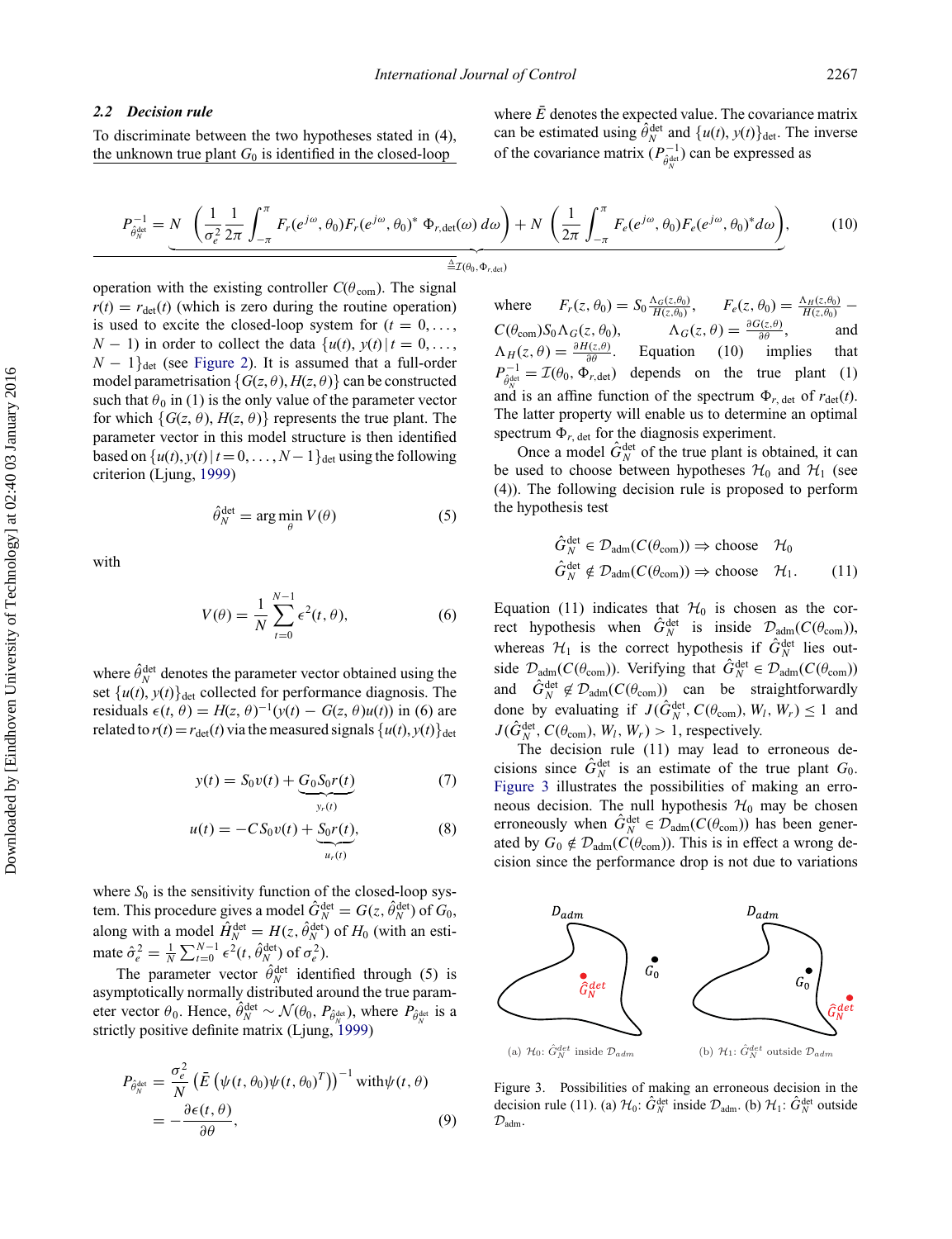### 2.2 Decision rule

To discriminate between the two hypotheses stated in (4), the unknown true plant $G_0$ is identified in the closed-loop operation with the existing controller $C(\theta_{\text{com}})$. The signal $r(t) = r_{\text{det}}(t)$ (which is zero during the routine operation) is used to excite the closed-loop system for $(t = 0, \ldots, N-1)$ in order to collect the data $\{u(t), y(t) \,|\, t = 0, \ldots, N-1\}_{\text{det}}$ (see Figure 2). It is assumed that a full-order model parametrisation $\{G(z,\theta), H(z,\theta)\}$ can be constructed such that $\theta_0$ in (1) is the only value of the parameter vector for which $\{G(z,\theta), H(z,\theta)\}$ represents the true plant. The parameter vector in this model structure is then identified based on $\{u(t), y(t) \,|\, t = 0, \ldots, N-1\}_{\text{det}}$ using the following criterion (Ljung, 1999)

$$\hat{\theta}_N^{\text{det}} = \arg\min_{\theta} V(\theta) \tag{5}$$

with

$$V(\theta) = \frac{1}{N}\sum_{t=0}^{N-1} \epsilon^2(t,\theta), \tag{6}$$

where $\hat{\theta}_N^{\text{det}}$ denotes the parameter vector obtained using the set $\{u(t), y(t)\}_{\text{det}}$ collected for performance diagnosis. The residuals $\epsilon(t,\theta) = H(z,\theta)^{-1}(y(t) - G(z,\theta)u(t))$ in (6) are related to $r(t) = r_{\text{det}}(t)$ via the measured signals $\{u(t), y(t)\}_{\text{det}}$

$$y(t) = S_0 v(t) + \underbrace{G_0 S_0 r(t)}_{y_r(t)} \tag{7}$$

$$u(t) = -C S_0 v(t) + \underbrace{S_0 r(t)}_{u_r(t)}, \tag{8}$$

where $S_0$ is the sensitivity function of the closed-loop system. This procedure gives a model $\hat{G}_N^{\text{det}} = G(z, \hat{\theta}_N^{\text{det}})$ of $G_0$, along with a model $\hat{H}_N^{\text{det}} = H(z, \hat{\theta}_N^{\text{det}})$ of $H_0$ (with an estimate $\hat{\sigma}_e^2 = \frac{1}{N}\sum_{t=0}^{N-1} \epsilon^2(t, \hat{\theta}_N^{\text{det}})$ of $\sigma_e^2$).

The parameter vector $\hat{\theta}_N^{\text{det}}$ identified through (5) is asymptotically normally distributed around the true parameter vector $\theta_0$. Hence, $\hat{\theta}_N^{\text{det}} \sim \mathcal{N}(\theta_0, P_{\hat{\theta}_N^{\text{det}}})$, where $P_{\hat{\theta}_N^{\text{det}}}$ is a strictly positive definite matrix (Ljung, 1999)

$$P_{\hat{\theta}_N^{\text{det}}} = \frac{\sigma_e^2}{N}\left(\bar{E}\left(\psi(t,\theta_0)\psi(t,\theta_0)^T\right)\right)^{-1} \text{with} \psi(t,\theta) = -\frac{\partial \epsilon(t,\theta)}{\partial \theta}, \tag{9}$$

where $\bar{E}$ denotes the expected value. The covariance matrix can be estimated using $\hat{\theta}_N^{\text{det}}$ and $\{u(t), y(t)\}_{\text{det}}$. The inverse of the covariance matrix ($P_{\hat{\theta}_N^{\text{det}}}^{-1}$) can be expressed as

$$P_{\hat{\theta}_N^{\text{det}}}^{-1} = \underbrace{N\left(\frac{1}{\sigma_e^2}\frac{1}{2\pi}\int_{-\pi}^{\pi} F_r(e^{j\omega},\theta_0)F_r(e^{j\omega},\theta_0)^*\,\Phi_{r,\text{det}}(\omega)\,d\omega\right) + N\left(\frac{1}{2\pi}\int_{-\pi}^{\pi} F_e(e^{j\omega},\theta_0)F_e(e^{j\omega},\theta_0)^* d\omega\right)}_{\triangleq \mathcal{I}(\theta_0, \Phi_{r,\text{det}})}, \tag{10}$$

where $F_r(z,\theta_0) = S_0\frac{\Lambda_G(z,\theta_0)}{H(z,\theta_0)}$, $F_e(z,\theta_0) = \frac{\Lambda_H(z,\theta_0)}{H(z,\theta_0)} - C(\theta_{\text{com}})S_0\Lambda_G(z,\theta_0)$, $\Lambda_G(z,\theta) = \frac{\partial G(z,\theta)}{\partial\theta}$, and $\Lambda_H(z,\theta) = \frac{\partial H(z,\theta)}{\partial\theta}$. Equation (10) implies that $P_{\hat{\theta}_N^{\text{det}}}^{-1} = \mathcal{I}(\theta_0, \Phi_{r,\text{det}})$ depends on the true plant (1) and is an affine function of the spectrum $\Phi_{r,\text{det}}$ of $r_{\text{det}}(t)$. The latter property will enable us to determine an optimal spectrum $\Phi_{r,\text{det}}$ for the diagnosis experiment.

Once a model $\hat{G}_N^{\text{det}}$ of the true plant is obtained, it can be used to choose between hypotheses $\mathcal{H}_0$ and $\mathcal{H}_1$ (see (4)). The following decision rule is proposed to perform the hypothesis test

$$\begin{aligned} \hat{G}_N^{\text{det}} \in \mathcal{D}_{\text{adm}}(C(\theta_{\text{com}})) &\Rightarrow \text{choose} \quad \mathcal{H}_0 \\ \hat{G}_N^{\text{det}} \notin \mathcal{D}_{\text{adm}}(C(\theta_{\text{com}})) &\Rightarrow \text{choose} \quad \mathcal{H}_1. \end{aligned} \tag{11}$$

Equation (11) indicates that $\mathcal{H}_0$ is chosen as the correct hypothesis when $\hat{G}_N^{\text{det}}$ is inside $\mathcal{D}_{\text{adm}}(C(\theta_{\text{com}}))$, whereas $\mathcal{H}_1$ is the correct hypothesis if $\hat{G}_N^{\text{det}}$ lies outside $\mathcal{D}_{\text{adm}}(C(\theta_{\text{com}}))$. Verifying that $\hat{G}_N^{\text{det}} \in \mathcal{D}_{\text{adm}}(C(\theta_{\text{com}}))$ and $\hat{G}_N^{\text{det}} \notin \mathcal{D}_{\text{adm}}(C(\theta_{\text{com}}))$ can be straightforwardly done by evaluating if $J(\hat{G}_N^{\text{det}}, C(\theta_{\text{com}}), W_l, W_r) \leq 1$ and $J(\hat{G}_N^{\text{det}}, C(\theta_{\text{com}}), W_l, W_r) > 1$, respectively.

The decision rule (11) may lead to erroneous decisions since $\hat{G}_N^{\text{det}}$ is an estimate of the true plant $G_0$. Figure 3 illustrates the possibilities of making an erroneous decision. The null hypothesis $\mathcal{H}_0$ may be chosen erroneously when $\hat{G}_N^{\text{det}} \in \mathcal{D}_{\text{adm}}(C(\theta_{\text{com}}))$ has been generated by $G_0 \notin \mathcal{D}_{\text{adm}}(C(\theta_{\text{com}}))$. This is in effect a wrong decision since the performance drop is not due to variations

(a) $\mathcal{H}_0$: $\hat{G}_N^{det}$ inside $\mathcal{D}_{adm}$  (b) $\mathcal{H}_1$: $\hat{G}_N^{det}$ outside $\mathcal{D}_{adm}$

Figure 3. Possibilities of making an erroneous decision in the decision rule (11). (a) $\mathcal{H}_0$: $\hat{G}_N^{\text{det}}$ inside $\mathcal{D}_{\text{adm}}$. (b) $\mathcal{H}_1$: $\hat{G}_N^{\text{det}}$ outside $\mathcal{D}_{\text{adm}}$.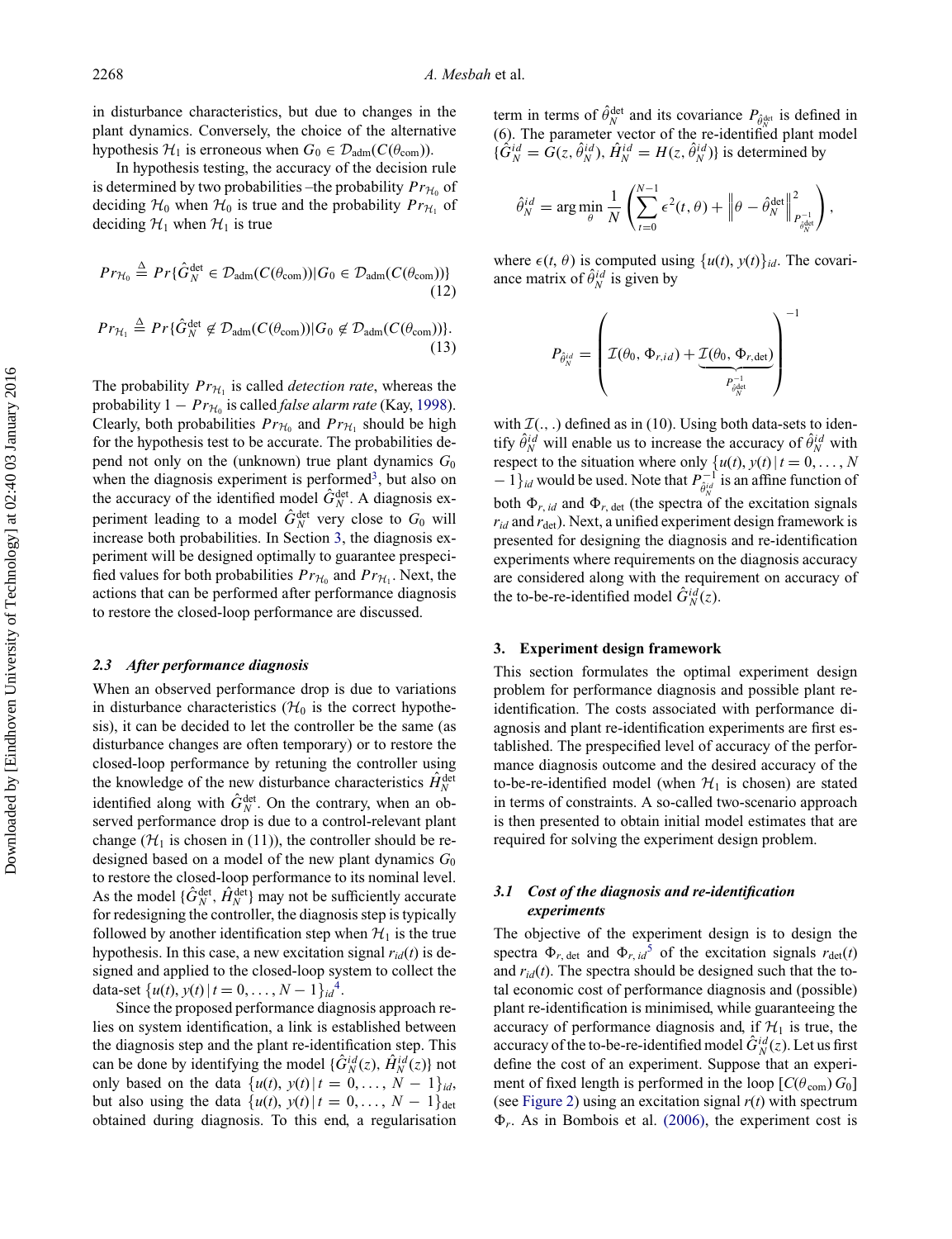in disturbance characteristics, but due to changes in the plant dynamics. Conversely, the choice of the alternative hypothesis $\mathcal{H}_1$ is erroneous when $G_0 \in \mathcal{D}_{\text{adm}}(C(\theta_{\text{com}}))$.

In hypothesis testing, the accuracy of the decision rule is determined by two probabilities –the probability $Pr_{\mathcal{H}_0}$ of deciding $\mathcal{H}_0$ when $\mathcal{H}_0$ is true and the probability $Pr_{\mathcal{H}_1}$ of deciding $\mathcal{H}_1$ when $\mathcal{H}_1$ is true

$$Pr_{\mathcal{H}_0} \triangleq Pr\{\hat{G}_N^{\text{det}} \in \mathcal{D}_{\text{adm}}(C(\theta_{\text{com}}))|G_0 \in \mathcal{D}_{\text{adm}}(C(\theta_{\text{com}}))\} \tag{12}$$

$$Pr_{\mathcal{H}_1} \triangleq Pr\{\hat{G}_N^{\text{det}} \notin \mathcal{D}_{\text{adm}}(C(\theta_{\text{com}}))|G_0 \notin \mathcal{D}_{\text{adm}}(C(\theta_{\text{com}}))\}. \tag{13}$$

The probability $Pr_{\mathcal{H}_1}$ is called *detection rate*, whereas the probability $1 - Pr_{\mathcal{H}_0}$ is called *false alarm rate* (Kay, 1998). Clearly, both probabilities $Pr_{\mathcal{H}_0}$ and $Pr_{\mathcal{H}_1}$ should be high for the hypothesis test to be accurate. The probabilities depend not only on the (unknown) true plant dynamics $G_0$ when the diagnosis experiment is performed[3], but also on the accuracy of the identified model $\hat{G}_N^{\text{det}}$. A diagnosis experiment leading to a model $\hat{G}_N^{\text{det}}$ very close to $G_0$ will increase both probabilities. In Section 3, the diagnosis experiment will be designed optimally to guarantee prespecified values for both probabilities $Pr_{\mathcal{H}_0}$ and $Pr_{\mathcal{H}_1}$. Next, the actions that can be performed after performance diagnosis to restore the closed-loop performance are discussed.

### 2.3 After performance diagnosis

When an observed performance drop is due to variations in disturbance characteristics ($\mathcal{H}_0$ is the correct hypothesis), it can be decided to let the controller be the same (as disturbance changes are often temporary) or to restore the closed-loop performance by retuning the controller using the knowledge of the new disturbance characteristics $\hat{H}_N^{\text{det}}$ identified along with $\hat{G}_N^{\text{det}}$. On the contrary, when an observed performance drop is due to a control-relevant plant change ($\mathcal{H}_1$ is chosen in (11)), the controller should be redesigned based on a model of the new plant dynamics $G_0$ to restore the closed-loop performance to its nominal level. As the model $\{\hat{G}_N^{\text{det}}, \hat{H}_N^{\text{det}}\}$ may not be sufficiently accurate for redesigning the controller, the diagnosis step is typically followed by another identification step when $\mathcal{H}_1$ is the true hypothesis. In this case, a new excitation signal $r_{id}(t)$ is designed and applied to the closed-loop system to collect the data-set $\{u(t), y(t) \,|\, t = 0, \ldots, N-1\}_{id}$[4].

Since the proposed performance diagnosis approach relies on system identification, a link is established between the diagnosis step and the plant re-identification step. This can be done by identifying the model $\{\hat{G}_N^{id}(z), \hat{H}_N^{id}(z)\}$ not only based on the data $\{u(t), y(t) \,|\, t = 0, \ldots, N-1\}_{id}$, but also using the data $\{u(t), y(t) \,|\, t = 0, \ldots, N-1\}_{\text{det}}$ obtained during diagnosis. To this end, a regularisation term in terms of $\hat{\theta}_N^{\text{det}}$ and its covariance $P_{\hat{\theta}_N^{\text{det}}}$ is defined in (6). The parameter vector of the re-identified plant model $\{\hat{G}_N^{id} = G(z, \hat{\theta}_N^{id}), \hat{H}_N^{id} = H(z, \hat{\theta}_N^{id})\}$ is determined by

$$\hat{\theta}_N^{id} = \arg\min_{\theta} \frac{1}{N} \left( \sum_{t=0}^{N-1} \epsilon^2(t, \theta) + \left\| \theta - \hat{\theta}_N^{\text{det}} \right\|^2_{P^{-1}_{\hat{\theta}_N^{\text{det}}}} \right),$$

where $\epsilon(t, \theta)$ is computed using $\{u(t), y(t)\}_{id}$. The covariance matrix of $\hat{\theta}_N^{id}$ is given by

$$P_{\hat{\theta}_N^{id}} = \left( \mathcal{I}(\theta_0, \Phi_{r,id}) + \underbrace{\mathcal{I}(\theta_0, \Phi_{r,\text{det}})}_{P^{-1}_{\hat{\theta}_N^{\text{det}}}} \right)^{-1}$$

with $\mathcal{I}(.,.)$ defined as in (10). Using both data-sets to identify $\hat{\theta}_N^{id}$ will enable us to increase the accuracy of $\hat{\theta}_N^{id}$ with respect to the situation where only $\{u(t), y(t) \,|\, t = 0, \ldots, N-1\}_{id}$ would be used. Note that $P^{-1}_{\hat{\theta}_N^{id}}$ is an affine function of both $\Phi_{r,\,id}$ and $\Phi_{r,\,\text{det}}$ (the spectra of the excitation signals $r_{id}$ and $r_{\text{det}}$). Next, a unified experiment design framework is presented for designing the diagnosis and re-identification experiments where requirements on the diagnosis accuracy are considered along with the requirement on accuracy of the to-be-re-identified model $\hat{G}_N^{id}(z)$.

## 3. Experiment design framework

This section formulates the optimal experiment design problem for performance diagnosis and possible plant re-identification. The costs associated with performance diagnosis and plant re-identification experiments are first established. The prespecified level of accuracy of the performance diagnosis outcome and the desired accuracy of the to-be-re-identified model (when $\mathcal{H}_1$ is chosen) are stated in terms of constraints. A so-called two-scenario approach is then presented to obtain initial model estimates that are required for solving the experiment design problem.

### 3.1 Cost of the diagnosis and re-identification experiments

The objective of the experiment design is to design the spectra $\Phi_{r,\,\text{det}}$ and $\Phi_{r,\,id}$[5] of the excitation signals $r_{\text{det}}(t)$ and $r_{id}(t)$. The spectra should be designed such that the total economic cost of performance diagnosis and (possible) plant re-identification is minimised, while guaranteeing the accuracy of performance diagnosis and, if $\mathcal{H}_1$ is true, the accuracy of the to-be-re-identified model $\hat{G}_N^{id}(z)$. Let us first define the cost of an experiment. Suppose that an experiment of fixed length is performed in the loop $[C(\theta_{\text{com}})\, G_0]$ (see Figure 2) using an excitation signal $r(t)$ with spectrum $\Phi_r$. As in Bombois et al. (2006), the experiment cost is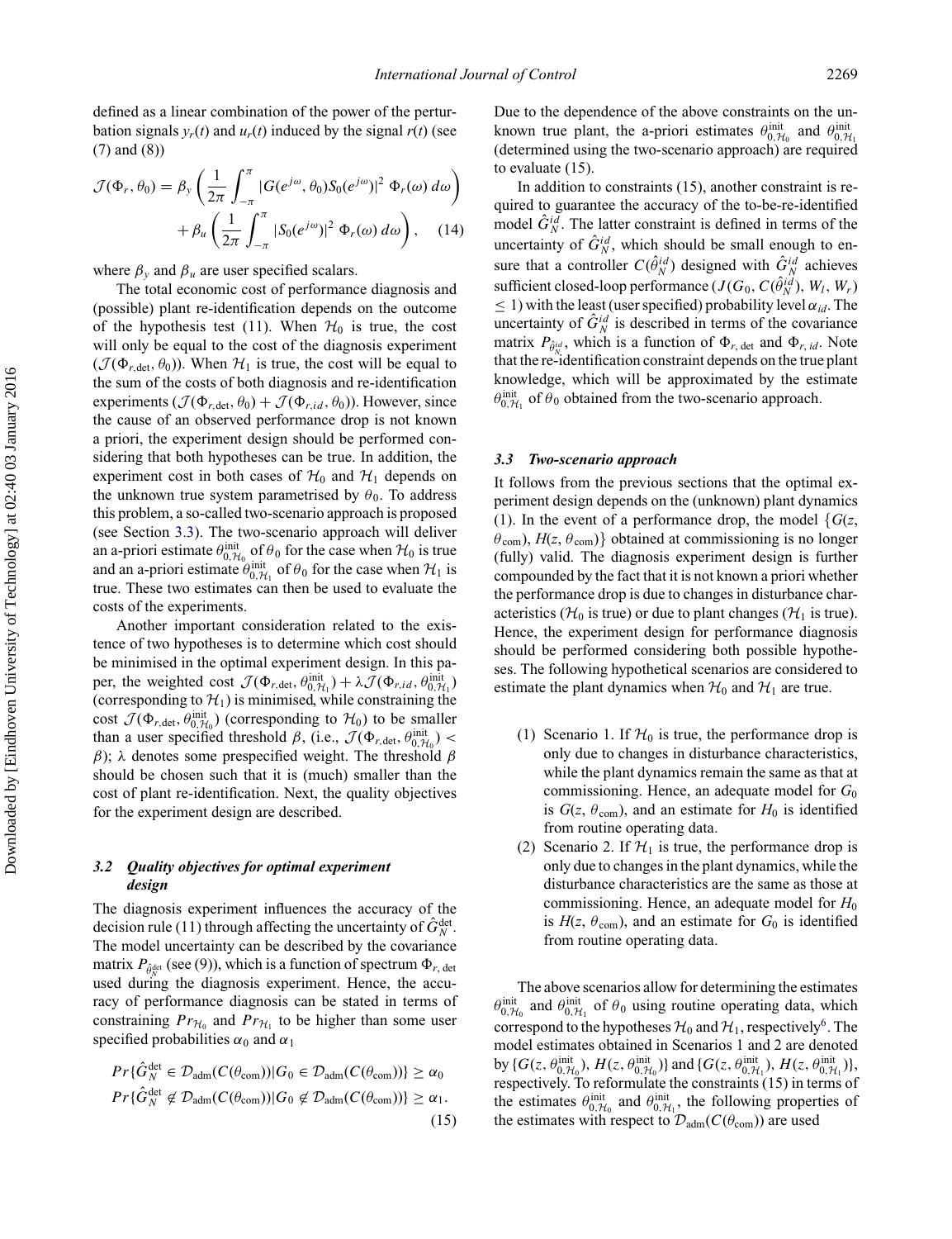defined as a linear combination of the power of the perturbation signals $y_r(t)$ and $u_r(t)$ induced by the signal $r(t)$ (see (7) and (8))

$$\mathcal{J}(\Phi_r, \theta_0) = \beta_y \left( \frac{1}{2\pi} \int_{-\pi}^{\pi} |G(e^{j\omega}, \theta_0) S_0(e^{j\omega})|^2 \, \Phi_r(\omega) \, d\omega \right) + \beta_u \left( \frac{1}{2\pi} \int_{-\pi}^{\pi} |S_0(e^{j\omega})|^2 \, \Phi_r(\omega) \, d\omega \right), \quad (14)$$

where $\beta_y$ and $\beta_u$ are user specified scalars.

The total economic cost of performance diagnosis and (possible) plant re-identification depends on the outcome of the hypothesis test (11). When $\mathcal{H}_0$ is true, the cost will only be equal to the cost of the diagnosis experiment ($\mathcal{J}(\Phi_{r,\text{det}}, \theta_0)$). When $\mathcal{H}_1$ is true, the cost will be equal to the sum of the costs of both diagnosis and re-identification experiments ($\mathcal{J}(\Phi_{r,\text{det}}, \theta_0) + \mathcal{J}(\Phi_{r,id}, \theta_0)$). However, since the cause of an observed performance drop is not known a priori, the experiment design should be performed considering that both hypotheses can be true. In addition, the experiment cost in both cases of $\mathcal{H}_0$ and $\mathcal{H}_1$ depends on the unknown true system parametrised by $\theta_0$. To address this problem, a so-called two-scenario approach is proposed (see Section 3.3). The two-scenario approach will deliver an a-priori estimate $\theta_{0,\mathcal{H}_0}^{\text{init}}$ of $\theta_0$ for the case when $\mathcal{H}_0$ is true and an a-priori estimate $\theta_{0,\mathcal{H}_1}^{\text{init}}$ of $\theta_0$ for the case when $\mathcal{H}_1$ is true. These two estimates can then be used to evaluate the costs of the experiments.

Another important consideration related to the existence of two hypotheses is to determine which cost should be minimised in the optimal experiment design. In this paper, the weighted cost $\mathcal{J}(\Phi_{r,\text{det}}, \theta_{0,\mathcal{H}_1}^{\text{init}}) + \lambda \mathcal{J}(\Phi_{r,id}, \theta_{0,\mathcal{H}_1}^{\text{init}})$ (corresponding to $\mathcal{H}_1$) is minimised, while constraining the cost $\mathcal{J}(\Phi_{r,\text{det}}, \theta_{0,\mathcal{H}_0}^{\text{init}})$ (corresponding to $\mathcal{H}_0$) to be smaller than a user specified threshold $\beta$, (i.e., $\mathcal{J}(\Phi_{r,\text{det}}, \theta_{0,\mathcal{H}_0}^{\text{init}}) < \beta$); $\lambda$ denotes some prespecified weight. The threshold $\beta$ should be chosen such that it is (much) smaller than the cost of plant re-identification. Next, the quality objectives for the experiment design are described.

### 3.2 Quality objectives for optimal experiment design

The diagnosis experiment influences the accuracy of the decision rule (11) through affecting the uncertainty of $\hat{G}_N^{\text{det}}$. The model uncertainty can be described by the covariance matrix $P_{\hat{\theta}_N^{\text{det}}}$ (see (9)), which is a function of spectrum $\Phi_{r,\,\text{det}}$ used during the diagnosis experiment. Hence, the accuracy of performance diagnosis can be stated in terms of constraining $Pr_{\mathcal{H}_0}$ and $Pr_{\mathcal{H}_1}$ to be higher than some user specified probabilities $\alpha_0$ and $\alpha_1$

$$Pr\{\hat{G}_N^{\text{det}} \in \mathcal{D}_{\text{adm}}(C(\theta_{\text{com}})) | G_0 \in \mathcal{D}_{\text{adm}}(C(\theta_{\text{com}}))\} \geq \alpha_0$$
$$Pr\{\hat{G}_N^{\text{det}} \notin \mathcal{D}_{\text{adm}}(C(\theta_{\text{com}})) | G_0 \notin \mathcal{D}_{\text{adm}}(C(\theta_{\text{com}}))\} \geq \alpha_1. \quad (15)$$

Due to the dependence of the above constraints on the unknown true plant, the a-priori estimates $\theta_{0,\mathcal{H}_0}^{\text{init}}$ and $\theta_{0,\mathcal{H}_1}^{\text{init}}$ (determined using the two-scenario approach) are required to evaluate (15).

In addition to constraints (15), another constraint is required to guarantee the accuracy of the to-be-re-identified model $\hat{G}_N^{id}$. The latter constraint is defined in terms of the uncertainty of $\hat{G}_N^{id}$, which should be small enough to ensure that a controller $C(\hat{\theta}_N^{id})$ designed with $\hat{G}_N^{id}$ achieves sufficient closed-loop performance ($J(G_0, C(\hat{\theta}_N^{id}), W_l, W_r) \leq 1$) with the least (user specified) probability level $\alpha_{id}$. The uncertainty of $\hat{G}_N^{id}$ is described in terms of the covariance matrix $P_{\hat{\theta}_N^{id}}$, which is a function of $\Phi_{r,\,\text{det}}$ and $\Phi_{r,\,id}$. Note that the re-identification constraint depends on the true plant knowledge, which will be approximated by the estimate $\theta_{0,\mathcal{H}_1}^{\text{init}}$ of $\theta_0$ obtained from the two-scenario approach.

### 3.3 Two-scenario approach

It follows from the previous sections that the optimal experiment design depends on the (unknown) plant dynamics (1). In the event of a performance drop, the model $\{G(z, \theta_{\text{com}}), H(z, \theta_{\text{com}})\}$ obtained at commissioning is no longer (fully) valid. The diagnosis experiment design is further compounded by the fact that it is not known a priori whether the performance drop is due to changes in disturbance characteristics ($\mathcal{H}_0$ is true) or due to plant changes ($\mathcal{H}_1$ is true). Hence, the experiment design for performance diagnosis should be performed considering both possible hypotheses. The following hypothetical scenarios are considered to estimate the plant dynamics when $\mathcal{H}_0$ and $\mathcal{H}_1$ are true.

1. Scenario 1. If $\mathcal{H}_0$ is true, the performance drop is only due to changes in disturbance characteristics, while the plant dynamics remain the same as that at commissioning. Hence, an adequate model for $G_0$ is $G(z, \theta_{\text{com}})$, and an estimate for $H_0$ is identified from routine operating data.
2. Scenario 2. If $\mathcal{H}_1$ is true, the performance drop is only due to changes in the plant dynamics, while the disturbance characteristics are the same as those at commissioning. Hence, an adequate model for $H_0$ is $H(z, \theta_{\text{com}})$, and an estimate for $G_0$ is identified from routine operating data.

The above scenarios allow for determining the estimates $\theta_{0,\mathcal{H}_0}^{\text{init}}$ and $\theta_{0,\mathcal{H}_1}^{\text{init}}$ of $\theta_0$ using routine operating data, which correspond to the hypotheses $\mathcal{H}_0$ and $\mathcal{H}_1$, respectively[6]. The model estimates obtained in Scenarios 1 and 2 are denoted by $\{G(z, \theta_{0,\mathcal{H}_0}^{\text{init}}), H(z, \theta_{0,\mathcal{H}_0}^{\text{init}})\}$ and $\{G(z, \theta_{0,\mathcal{H}_1}^{\text{init}}), H(z, \theta_{0,\mathcal{H}_1}^{\text{init}})\}$, respectively. To reformulate the constraints (15) in terms of the estimates $\theta_{0,\mathcal{H}_0}^{\text{init}}$ and $\theta_{0,\mathcal{H}_1}^{\text{init}}$, the following properties of the estimates with respect to $\mathcal{D}_{\text{adm}}(C(\theta_{\text{com}}))$ are used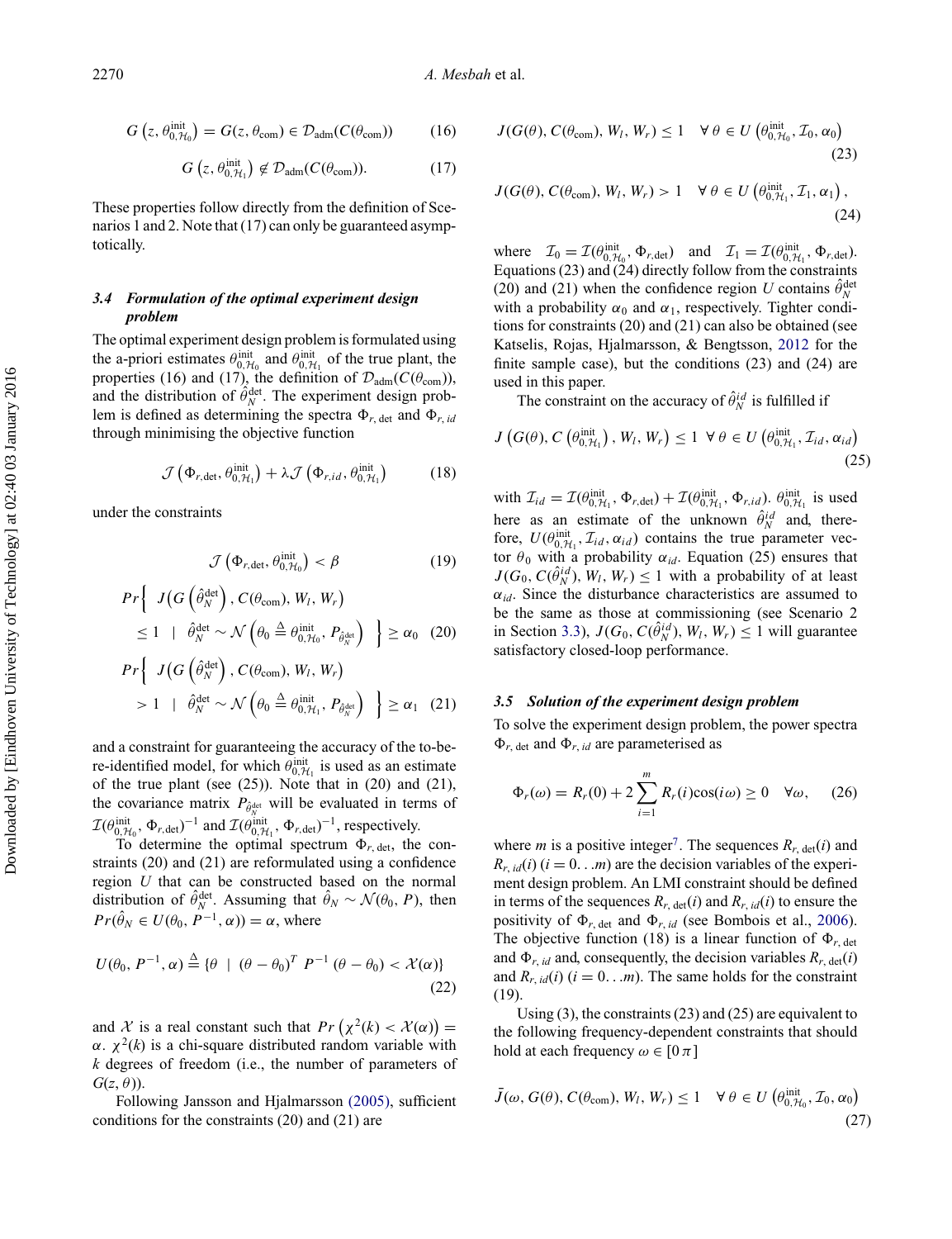$$G\left(z, \theta_{0,\mathcal{H}_0}^{\text{init}}\right) = G(z, \theta_{\text{com}}) \in \mathcal{D}_{\text{adm}}(C(\theta_{\text{com}})) \tag{16}$$

$$G\left(z, \theta_{0,\mathcal{H}_1}^{\text{init}}\right) \notin \mathcal{D}_{\text{adm}}(C(\theta_{\text{com}})). \tag{17}$$

These properties follow directly from the definition of Scenarios 1 and 2. Note that (17) can only be guaranteed asymptotically.

### 3.4 Formulation of the optimal experiment design problem

The optimal experiment design problem is formulated using the a-priori estimates $\theta_{0,\mathcal{H}_0}^{\text{init}}$ and $\theta_{0,\mathcal{H}_1}^{\text{init}}$ of the true plant, the properties (16) and (17), the definition of $\mathcal{D}_{\text{adm}}(C(\theta_{\text{com}}))$, and the distribution of $\hat{\theta}_N^{\text{det}}$. The experiment design problem is defined as determining the spectra $\Phi_{r,\,\text{det}}$ and $\Phi_{r,\,id}$ through minimising the objective function

$$\mathcal{J}\left(\Phi_{r,\text{det}}, \theta_{0,\mathcal{H}_1}^{\text{init}}\right) + \lambda \mathcal{J}\left(\Phi_{r,id}, \theta_{0,\mathcal{H}_1}^{\text{init}}\right) \tag{18}$$

under the constraints

$$\mathcal{J}\left(\Phi_{r,\text{det}}, \theta_{0,\mathcal{H}_0}^{\text{init}}\right) < \beta \tag{19}$$

$$\begin{aligned} Pr\Big\{ \; & J\Big(G\left(\hat{\theta}_N^{\text{det}}\right), C(\theta_{\text{com}}), W_l, W_r\Big) \\ & \leq 1 \;\;|\;\; \hat{\theta}_N^{\text{det}} \sim \mathcal{N}\left(\theta_0 \triangleq \theta_{0,\mathcal{H}_0}^{\text{init}}, P_{\hat{\theta}_N^{\text{det}}}\right) \;\Big\} \geq \alpha_0 \end{aligned} \tag{20}$$

$$\begin{aligned} Pr\Big\{ \; & J\Big(G\left(\hat{\theta}_N^{\text{det}}\right), C(\theta_{\text{com}}), W_l, W_r\Big) \\ & > 1 \;\;|\;\; \hat{\theta}_N^{\text{det}} \sim \mathcal{N}\left(\theta_0 \triangleq \theta_{0,\mathcal{H}_1}^{\text{init}}, P_{\hat{\theta}_N^{\text{det}}}\right) \;\Big\} \geq \alpha_1 \end{aligned} \tag{21}$$

and a constraint for guaranteeing the accuracy of the to-be-re-identified model, for which $\theta_{0,\mathcal{H}_1}^{\text{init}}$ is used as an estimate of the true plant (see (25)). Note that in (20) and (21), the covariance matrix $P_{\hat{\theta}_N^{\text{det}}}$ will be evaluated in terms of $\mathcal{I}(\theta_{0,\mathcal{H}_0}^{\text{init}}, \Phi_{r,\text{det}})^{-1}$ and $\mathcal{I}(\theta_{0,\mathcal{H}_1}^{\text{init}}, \Phi_{r,\text{det}})^{-1}$, respectively.

To determine the optimal spectrum $\Phi_{r,\,\text{det}}$, the constraints (20) and (21) are reformulated using a confidence region $U$ that can be constructed based on the normal distribution of $\hat{\theta}_N^{\text{det}}$. Assuming that $\hat{\theta}_N \sim \mathcal{N}(\theta_0, P)$, then $Pr(\hat{\theta}_N \in U(\theta_0, P^{-1}, \alpha)) = \alpha$, where

$$U(\theta_0, P^{-1}, \alpha) \triangleq \{\theta \;\;|\;\; (\theta - \theta_0)^T \; P^{-1} \; (\theta - \theta_0) < \mathcal{X}(\alpha)\} \tag{22}$$

and $\mathcal{X}$ is a real constant such that $Pr\left(\chi^2(k) < \mathcal{X}(\alpha)\right) = \alpha$. $\chi^2(k)$ is a chi-square distributed random variable with $k$ degrees of freedom (i.e., the number of parameters of $G(z, \theta)$).

Following Jansson and Hjalmarsson (2005), sufficient conditions for the constraints (20) and (21) are

$$J(G(\theta), C(\theta_{\text{com}}), W_l, W_r) \leq 1 \quad \forall\, \theta \in U\left(\theta_{0,\mathcal{H}_0}^{\text{init}}, \mathcal{I}_0, \alpha_0\right) \tag{23}$$

$$J(G(\theta), C(\theta_{\text{com}}), W_l, W_r) > 1 \quad \forall\, \theta \in U\left(\theta_{0,\mathcal{H}_1}^{\text{init}}, \mathcal{I}_1, \alpha_1\right), \tag{24}$$

where $\mathcal{I}_0 = \mathcal{I}(\theta_{0,\mathcal{H}_0}^{\text{init}}, \Phi_{r,\text{det}})$ and $\mathcal{I}_1 = \mathcal{I}(\theta_{0,\mathcal{H}_1}^{\text{init}}, \Phi_{r,\text{det}})$. Equations (23) and (24) directly follow from the constraints (20) and (21) when the confidence region $U$ contains $\hat{\theta}_N^{\text{det}}$ with a probability $\alpha_0$ and $\alpha_1$, respectively. Tighter conditions for constraints (20) and (21) can also be obtained (see Katselis, Rojas, Hjalmarsson, & Bengtsson, 2012 for the finite sample case), but the conditions (23) and (24) are used in this paper.

The constraint on the accuracy of $\hat{\theta}_N^{id}$ is fulfilled if

$$J\left(G(\theta), C\left(\theta_{0,\mathcal{H}_1}^{\text{init}}\right), W_l, W_r\right) \leq 1 \;\; \forall\, \theta \in U\left(\theta_{0,\mathcal{H}_1}^{\text{init}}, \mathcal{I}_{id}, \alpha_{id}\right) \tag{25}$$

with $\mathcal{I}_{id} = \mathcal{I}(\theta_{0,\mathcal{H}_1}^{\text{init}}, \Phi_{r,\text{det}}) + \mathcal{I}(\theta_{0,\mathcal{H}_1}^{\text{init}}, \Phi_{r,id})$. $\theta_{0,\mathcal{H}_1}^{\text{init}}$ is used here as an estimate of the unknown $\hat{\theta}_N^{id}$ and, therefore, $U(\theta_{0,\mathcal{H}_1}^{\text{init}}, \mathcal{I}_{id}, \alpha_{id})$ contains the true parameter vector $\theta_0$ with a probability $\alpha_{id}$. Equation (25) ensures that $J(G_0, C(\hat{\theta}_N^{id}), W_l, W_r) \leq 1$ with a probability of at least $\alpha_{id}$. Since the disturbance characteristics are assumed to be the same as those at commissioning (see Scenario 2 in Section 3.3), $J(G_0, C(\hat{\theta}_N^{id}), W_l, W_r) \leq 1$ will guarantee satisfactory closed-loop performance.

### 3.5 Solution of the experiment design problem

To solve the experiment design problem, the power spectra $\Phi_{r,\,\text{det}}$ and $\Phi_{r,\,id}$ are parameterised as

$$\Phi_r(\omega) = R_r(0) + 2\sum_{i=1}^{m} R_r(i)\cos(i\omega) \geq 0 \quad \forall \omega, \tag{26}$$

where $m$ is a positive integer[7]. The sequences $R_{r,\,\text{det}}(i)$ and $R_{r,\,id}(i)$ ($i = 0\ldots m$) are the decision variables of the experiment design problem. An LMI constraint should be defined in terms of the sequences $R_{r,\,\text{det}}(i)$ and $R_{r,\,id}(i)$ to ensure the positivity of $\Phi_{r,\,\text{det}}$ and $\Phi_{r,\,id}$ (see Bombois et al., 2006). The objective function (18) is a linear function of $\Phi_{r,\,\text{det}}$ and $\Phi_{r,\,id}$ and, consequently, the decision variables $R_{r,\,\text{det}}(i)$ and $R_{r,\,id}(i)$ ($i = 0\ldots m$). The same holds for the constraint (19).

Using (3), the constraints (23) and (25) are equivalent to the following frequency-dependent constraints that should hold at each frequency $\omega \in [0\,\pi]$

$$\bar{J}(\omega, G(\theta), C(\theta_{\text{com}}), W_l, W_r) \leq 1 \quad \forall\, \theta \in U\left(\theta_{0,\mathcal{H}_0}^{\text{init}}, \mathcal{I}_0, \alpha_0\right) \tag{27}$$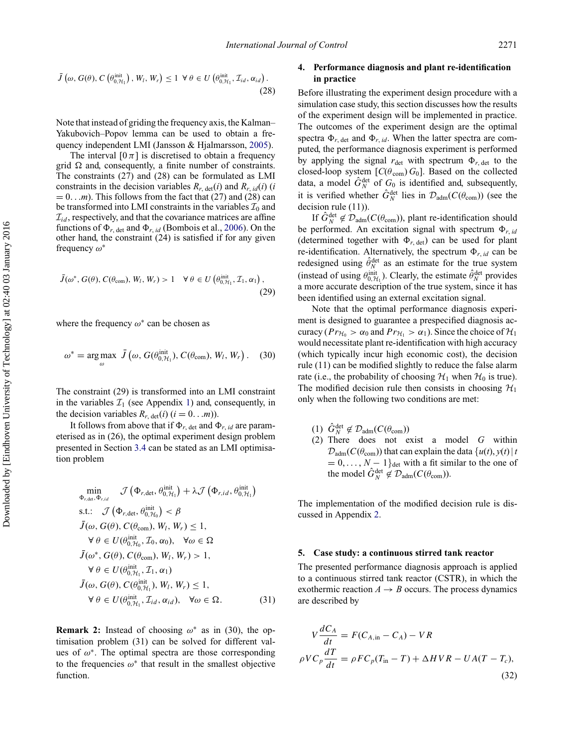$$\bar{J}\left(\omega, G(\theta), C\left(\theta_{0,\mathcal{H}_1}^{\text{init}}\right), W_l, W_r\right) \leq 1 \ \ \forall\, \theta \in U\left(\theta_{0,\mathcal{H}_1}^{\text{init}}, \mathcal{I}_{id}, \alpha_{id}\right). \tag{28}$$

Note that instead of griding the frequency axis, the Kalman–Yakubovich–Popov lemma can be used to obtain a frequency independent LMI (Jansson & Hjalmarsson, 2005).

The interval $[0\,\pi]$ is discretised to obtain a frequency grid $\Omega$ and, consequently, a finite number of constraints. The constraints (27) and (28) can be formulated as LMI constraints in the decision variables $R_{r,\,\text{det}}(i)$ and $R_{r,\,id}(i)$ ($i = 0\ldots m$). This follows from the fact that (27) and (28) can be transformed into LMI constraints in the variables $\mathcal{I}_0$ and $\mathcal{I}_{id}$, respectively, and that the covariance matrices are affine functions of $\Phi_{r,\,\text{det}}$ and $\Phi_{r,\,id}$ (Bombois et al., 2006). On the other hand, the constraint (24) is satisfied if for any given frequency $\omega^*$

$$\bar{J}(\omega^*, G(\theta), C(\theta_{\text{com}}), W_l, W_r) > 1 \quad \forall\, \theta \in U\left(\theta_{0,\mathcal{H}_1}^{\text{init}}, \mathcal{I}_1, \alpha_1\right), \tag{29}$$

where the frequency $\omega^*$ can be chosen as

$$\omega^* = \arg\max_{\omega}\ \bar{J}\left(\omega, G(\theta_{0,\mathcal{H}_1}^{\text{init}}), C(\theta_{\text{com}}), W_l, W_r\right). \tag{30}$$

The constraint (29) is transformed into an LMI constraint in the variables $\mathcal{I}_1$ (see Appendix 1) and, consequently, in the decision variables $R_{r,\,\text{det}}(i)$ ($i = 0\ldots m$)).

It follows from above that if $\Phi_{r,\,\text{det}}$ and $\Phi_{r,\,id}$ are parameterised as in (26), the optimal experiment design problem presented in Section 3.4 can be stated as an LMI optimisation problem

$$\begin{aligned}
&\min_{\Phi_{r,\text{det}},\Phi_{r,id}} \quad \mathcal{J}\left(\Phi_{r,\text{det}}, \theta_{0,\mathcal{H}_1}^{\text{init}}\right) + \lambda \mathcal{J}\left(\Phi_{r,id}, \theta_{0,\mathcal{H}_1}^{\text{init}}\right) \\
&\text{s.t.:}\quad \mathcal{J}\left(\Phi_{r,\text{det}}, \theta_{0,\mathcal{H}_0}^{\text{init}}\right) < \beta \\
&\bar{J}(\omega, G(\theta), C(\theta_{\text{com}}), W_l, W_r) \leq 1, \\
&\quad \forall\, \theta \in U(\theta_{0,\mathcal{H}_0}^{\text{init}}, \mathcal{I}_0, \alpha_0), \quad \forall \omega \in \Omega \\
&\bar{J}(\omega^*, G(\theta), C(\theta_{\text{com}}), W_l, W_r) > 1, \\
&\quad \forall\, \theta \in U(\theta_{0,\mathcal{H}_1}^{\text{init}}, \mathcal{I}_1, \alpha_1) \\
&\bar{J}(\omega, G(\theta), C(\theta_{0,\mathcal{H}_1}^{\text{init}}), W_l, W_r) \leq 1, \\
&\quad \forall\, \theta \in U(\theta_{0,\mathcal{H}_1}^{\text{init}}, \mathcal{I}_{id}, \alpha_{id}), \quad \forall \omega \in \Omega.
\end{aligned} \tag{31}$$

**Remark 2:** Instead of choosing $\omega^*$ as in (30), the optimisation problem (31) can be solved for different values of $\omega^*$. The optimal spectra are those corresponding to the frequencies $\omega^*$ that result in the smallest objective function.

## 4. Performance diagnosis and plant re-identification in practice

Before illustrating the experiment design procedure with a simulation case study, this section discusses how the results of the experiment design will be implemented in practice. The outcomes of the experiment design are the optimal spectra $\Phi_{r,\,\text{det}}$ and $\Phi_{r,\,id}$. When the latter spectra are computed, the performance diagnosis experiment is performed by applying the signal $r_{\text{det}}$ with spectrum $\Phi_{r,\,\text{det}}$ to the closed-loop system $[C(\theta_{\text{com}})\,G_0]$. Based on the collected data, a model $\hat{G}_N^{\text{det}}$ of $G_0$ is identified and, subsequently, it is verified whether $\hat{G}_N^{\text{det}}$ lies in $\mathcal{D}_{\text{adm}}(C(\theta_{\text{com}}))$ (see the decision rule (11)).

If $\hat{G}_N^{\text{det}} \notin \mathcal{D}_{\text{adm}}(C(\theta_{\text{com}}))$, plant re-identification should be performed. An excitation signal with spectrum $\Phi_{r,\,id}$ (determined together with $\Phi_{r,\,\text{det}}$) can be used for plant re-identification. Alternatively, the spectrum $\Phi_{r,\,id}$ can be redesigned using $\hat{\theta}_N^{\text{det}}$ as an estimate for the true system (instead of using $\theta_{0,\mathcal{H}_1}^{\text{init}}$). Clearly, the estimate $\hat{\theta}_N^{\text{det}}$ provides a more accurate description of the true system, since it has been identified using an external excitation signal.

Note that the optimal performance diagnosis experiment is designed to guarantee a prespecified diagnosis accuracy ($Pr_{\mathcal{H}_0} > \alpha_0$ and $Pr_{\mathcal{H}_1} > \alpha_1$). Since the choice of $\mathcal{H}_1$ would necessitate plant re-identification with high accuracy (which typically incur high economic cost), the decision rule (11) can be modified slightly to reduce the false alarm rate (i.e., the probability of choosing $\mathcal{H}_1$ when $\mathcal{H}_0$ is true). The modified decision rule then consists in choosing $\mathcal{H}_1$ only when the following two conditions are met:

1. $\hat{G}_N^{\text{det}} \notin \mathcal{D}_{\text{adm}}(C(\theta_{\text{com}}))$
2. There does not exist a model $G$ within $\mathcal{D}_{\text{adm}}(C(\theta_{\text{com}}))$ that can explain the data $\{u(t), y(t)\,|\,t = 0, \ldots, N-1\}_{\text{det}}$ with a fit similar to the one of the model $\hat{G}_N^{\text{det}} \notin \mathcal{D}_{\text{adm}}(C(\theta_{\text{com}}))$.

The implementation of the modified decision rule is discussed in Appendix 2.

## 5. Case study: a continuous stirred tank reactor

The presented performance diagnosis approach is applied to a continuous stirred tank reactor (CSTR), in which the exothermic reaction $A \rightarrow B$ occurs. The process dynamics are described by

$$\begin{aligned}
V\frac{dC_A}{dt} &= F(C_{A,\text{in}} - C_A) - VR \\
\rho V C_p \frac{dT}{dt} &= \rho F C_p(T_{\text{in}} - T) + \Delta H V R - UA(T - T_c),
\end{aligned} \tag{32}$$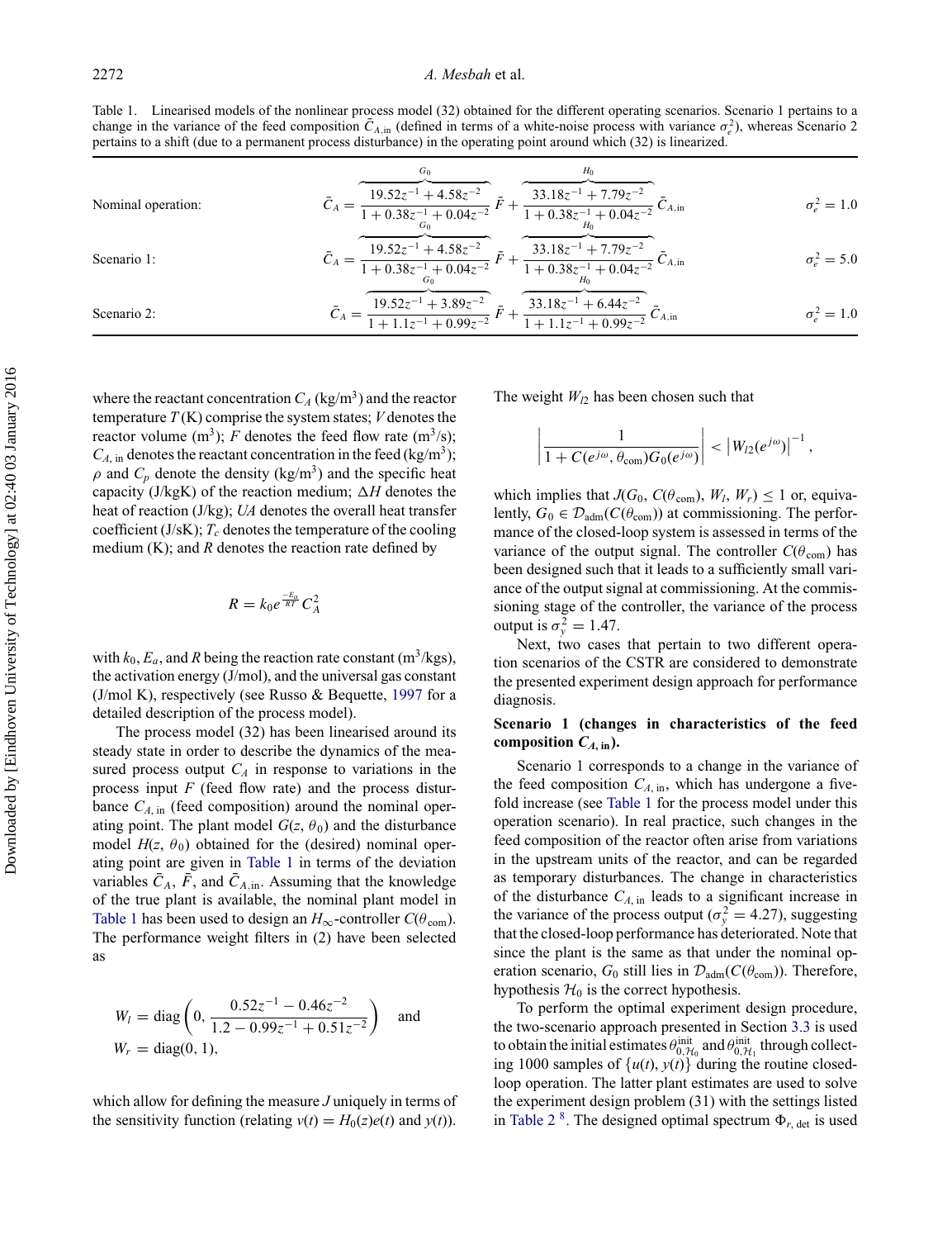Table 1. Linearised models of the nonlinear process model (32) obtained for the different operating scenarios. Scenario 1 pertains to a change in the variance of the feed composition $\bar{C}_{A,\text{in}}$ (defined in terms of a white-noise process with variance $\sigma_e^2$), whereas Scenario 2 pertains to a shift (due to a permanent process disturbance) in the operating point around which (32) is linearized.

| | | |
|---|---|---|
| Nominal operation: | $\bar{C}_A = \overbrace{\dfrac{19.52z^{-1} + 4.58z^{-2}}{1 + 0.38z^{-1} + 0.04z^{-2}}}^{G_0} \bar{F} + \overbrace{\dfrac{33.18z^{-1} + 7.79z^{-2}}{1 + 0.38z^{-1} + 0.04z^{-2}}}^{H_0} \bar{C}_{A,\text{in}}$ | $\sigma_e^2 = 1.0$ |
| Scenario 1: | $\bar{C}_A = \overbrace{\dfrac{19.52z^{-1} + 4.58z^{-2}}{1 + 0.38z^{-1} + 0.04z^{-2}}}^{G_0} \bar{F} + \overbrace{\dfrac{33.18z^{-1} + 7.79z^{-2}}{1 + 0.38z^{-1} + 0.04z^{-2}}}^{H_0} \bar{C}_{A,\text{in}}$ | $\sigma_e^2 = 5.0$ |
| Scenario 2: | $\bar{C}_A = \overbrace{\dfrac{19.52z^{-1} + 3.89z^{-2}}{1 + 1.1z^{-1} + 0.99z^{-2}}}^{G_0} \bar{F} + \overbrace{\dfrac{33.18z^{-1} + 6.44z^{-2}}{1 + 1.1z^{-1} + 0.99z^{-2}}}^{H_0} \bar{C}_{A,\text{in}}$ | $\sigma_e^2 = 1.0$ |

where the reactant concentration $C_A$ (kg/m$^3$) and the reactor temperature $T$ (K) comprise the system states; $V$ denotes the reactor volume (m$^3$); $F$ denotes the feed flow rate (m$^3$/s); $C_{A,\text{in}}$ denotes the reactant concentration in the feed (kg/m$^3$); $\rho$ and $C_p$ denote the density (kg/m$^3$) and the specific heat capacity (J/kgK) of the reaction medium; $\Delta H$ denotes the heat of reaction (J/kg); $UA$ denotes the overall heat transfer coefficient (J/sK); $T_c$ denotes the temperature of the cooling medium (K); and $R$ denotes the reaction rate defined by

$$R = k_0 e^{\frac{-E_a}{RT}} C_A^2$$

with $k_0$, $E_a$, and $R$ being the reaction rate constant (m$^3$/kgs), the activation energy (J/mol), and the universal gas constant (J/mol K), respectively (see Russo & Bequette, 1997 for a detailed description of the process model).

The process model (32) has been linearised around its steady state in order to describe the dynamics of the measured process output $C_A$ in response to variations in the process input $F$ (feed flow rate) and the process disturbance $C_{A,\text{in}}$ (feed composition) around the nominal operating point. The plant model $G(z, \theta_0)$ and the disturbance model $H(z, \theta_0)$ obtained for the (desired) nominal operating point are given in Table 1 in terms of the deviation variables $\bar{C}_A$, $\bar{F}$, and $\bar{C}_{A,\text{in}}$. Assuming that the knowledge of the true plant is available, the nominal plant model in Table 1 has been used to design an $H_\infty$-controller $C(\theta_{\text{com}})$. The performance weight filters in (2) have been selected as

$$W_l = \text{diag}\left(0, \frac{0.52z^{-1} - 0.46z^{-2}}{1.2 - 0.99z^{-1} + 0.51z^{-2}}\right) \quad \text{and}$$
$$W_r = \text{diag}(0, 1),$$

which allow for defining the measure $J$ uniquely in terms of the sensitivity function (relating $v(t) = H_0(z)e(t)$ and $y(t)$). The weight $W_{l2}$ has been chosen such that

$$\left|\frac{1}{1 + C(e^{j\omega}, \theta_{\text{com}})G_0(e^{j\omega})}\right| < \left|W_{l2}(e^{j\omega})\right|^{-1},$$

which implies that $J(G_0, C(\theta_{\text{com}}), W_l, W_r) \leq 1$ or, equivalently, $G_0 \in \mathcal{D}_{\text{adm}}(C(\theta_{\text{com}}))$ at commissioning. The performance of the closed-loop system is assessed in terms of the variance of the output signal. The controller $C(\theta_{\text{com}})$ has been designed such that it leads to a sufficiently small variance of the output signal at commissioning. At the commissioning stage of the controller, the variance of the process output is $\sigma_y^2 = 1.47$.

Next, two cases that pertain to two different operation scenarios of the CSTR are considered to demonstrate the presented experiment design approach for performance diagnosis.

**Scenario 1 (changes in characteristics of the feed composition $C_{A,\text{in}}$).**

Scenario 1 corresponds to a change in the variance of the feed composition $C_{A,\text{in}}$, which has undergone a five-fold increase (see Table 1 for the process model under this operation scenario). In real practice, such changes in the feed composition of the reactor often arise from variations in the upstream units of the reactor, and can be regarded as temporary disturbances. The change in characteristics of the disturbance $C_{A,\text{in}}$ leads to a significant increase in the variance of the process output ($\sigma_y^2 = 4.27$), suggesting that the closed-loop performance has deteriorated. Note that since the plant is the same as that under the nominal operation scenario, $G_0$ still lies in $\mathcal{D}_{\text{adm}}(C(\theta_{\text{com}}))$. Therefore, hypothesis $\mathcal{H}_0$ is the correct hypothesis.

To perform the optimal experiment design procedure, the two-scenario approach presented in Section 3.3 is used to obtain the initial estimates $\theta_{0,\mathcal{H}_0}^{\text{init}}$ and $\theta_{0,\mathcal{H}_1}^{\text{init}}$ through collecting 1000 samples of $\{u(t), y(t)\}$ during the routine closed-loop operation. The latter plant estimates are used to solve the experiment design problem (31) with the settings listed in Table 2 [8]. The designed optimal spectrum $\Phi_{r,\text{det}}$ is used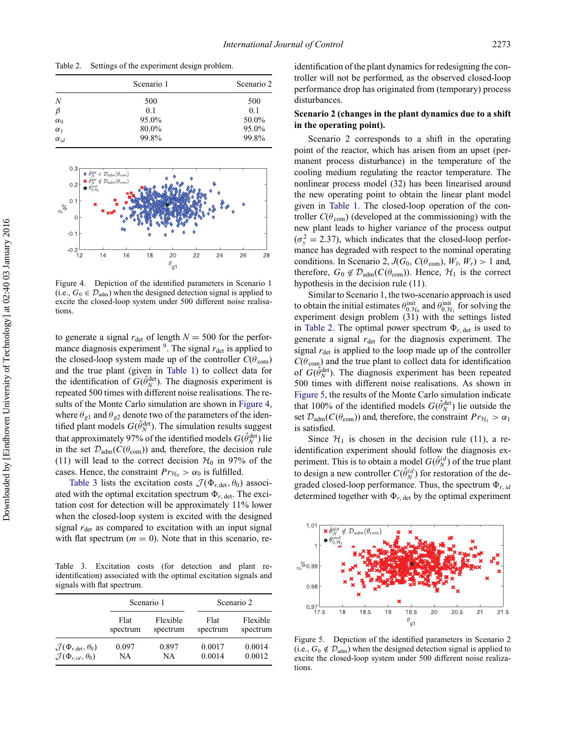Table 2. Settings of the experiment design problem.

| | Scenario 1 | Scenario 2 |
|---|---|---|
| $N$ | 500 | 500 |
| $\beta$ | 0.1 | 0.1 |
| $\alpha_0$ | 95.0% | 50.0% |
| $\alpha_1$ | 80.0% | 95.0% |
| $\alpha_{id}$ | 99.8% | 99.8% |

Figure 4. Depiction of the identified parameters in Scenario 1 (i.e., $G_0 \in \mathcal{D}_{\text{adm}}$) when the designed detection signal is applied to excite the closed-loop system under 500 different noise realisations.

to generate a signal $r_{\text{det}}$ of length $N = 500$ for the performance diagnosis experiment [9]. The signal $r_{\text{det}}$ is applied to the closed-loop system made up of the controller $C(\theta_{\text{com}})$ and the true plant (given in Table 1) to collect data for the identification of $G(\hat{\theta}_N^{\text{det}})$. The diagnosis experiment is repeated 500 times with different noise realisations. The results of the Monte Carlo simulation are shown in Figure 4, where $\theta_{g1}$ and $\theta_{g2}$ denote two of the parameters of the identified plant models $G(\hat{\theta}_N^{\text{det}})$. The simulation results suggest that approximately 97% of the identified models $G(\hat{\theta}_N^{\text{det}})$ lie in the set $\mathcal{D}_{\text{adm}}(C(\theta_{\text{com}}))$ and, therefore, the decision rule (11) will lead to the correct decision $\mathcal{H}_0$ in 97% of the cases. Hence, the constraint $Pr_{\mathcal{H}_0} > \alpha_0$ is fulfilled.

Table 3 lists the excitation costs $\mathcal{J}(\Phi_{r,\text{det}}, \theta_0)$ associated with the optimal excitation spectrum $\Phi_{r,\text{det}}$. The excitation cost for detection will be approximately 11% lower when the closed-loop system is excited with the designed signal $r_{\text{det}}$ as compared to excitation with an input signal with flat spectrum ($m = 0$). Note that in this scenario, re-

Table 3. Excitation costs (for detection and plant re-identification) associated with the optimal excitation signals and signals with flat spectrum.

| | Scenario 1 | | Scenario 2 | |
|---|---|---|---|---|
| | Flat spectrum | Flexible spectrum | Flat spectrum | Flexible spectrum |
| $\mathcal{J}(\Phi_{r,\text{det}}, \theta_0)$ | 0.097 | 0.897 | 0.0017 | 0.0014 |
| $\mathcal{J}(\Phi_{r,id}, \theta_0)$ | NA | NA | 0.0014 | 0.0012 |

identification of the plant dynamics for redesigning the controller will not be performed, as the observed closed-loop performance drop has originated from (temporary) process disturbances.

**Scenario 2 (changes in the plant dynamics due to a shift in the operating point).**

Scenario 2 corresponds to a shift in the operating point of the reactor, which has arisen from an upset (permanent process disturbance) in the temperature of the cooling medium regulating the reactor temperature. The nonlinear process model (32) has been linearised around the new operating point to obtain the linear plant model given in Table 1. The closed-loop operation of the controller $C(\theta_{\text{com}})$ (developed at the commissioning) with the new plant leads to higher variance of the process output ($\sigma_y^2 = 2.37$), which indicates that the closed-loop performance has degraded with respect to the nominal operating conditions. In Scenario 2, $J(G_0, C(\theta_{\text{com}}), W_l, W_r) > 1$ and, therefore, $G_0 \notin \mathcal{D}_{\text{adm}}(C(\theta_{\text{com}}))$. Hence, $\mathcal{H}_1$ is the correct hypothesis in the decision rule (11).

Similar to Scenario 1, the two-scenario approach is used to obtain the initial estimates $\theta_{0,\mathcal{H}_0}^{\text{init}}$ and $\theta_{0,\mathcal{H}_1}^{\text{init}}$ for solving the experiment design problem (31) with the settings listed in Table 2. The optimal power spectrum $\Phi_{r,\text{det}}$ is used to generate a signal $r_{\text{det}}$ for the diagnosis experiment. The signal $r_{\text{det}}$ is applied to the loop made up of the controller $C(\theta_{\text{com}})$ and the true plant to collect data for identification of $G(\hat{\theta}_N^{\text{det}})$. The diagnosis experiment has been repeated 500 times with different noise realisations. As shown in Figure 5, the results of the Monte Carlo simulation indicate that 100% of the identified models $G(\hat{\theta}_N^{\text{det}})$ lie outside the set $\mathcal{D}_{\text{adm}}(C(\theta_{\text{com}}))$ and, therefore, the constraint $Pr_{\mathcal{H}_1} > \alpha_1$ is satisfied.

Since $\mathcal{H}_1$ is chosen in the decision rule (11), a re-identification experiment should follow the diagnosis experiment. This is to obtain a model $G(\hat{\theta}_N^{id})$ of the true plant to design a new controller $C(\hat{\theta}_N^{id})$ for restoration of the degraded closed-loop performance. Thus, the spectrum $\Phi_{r,id}$ determined together with $\Phi_{r,\text{det}}$ by the optimal experiment

Figure 5. Depiction of the identified parameters in Scenario 2 (i.e., $G_0 \notin \mathcal{D}_{\text{adm}}$) when the designed detection signal is applied to excite the closed-loop system under 500 different noise realizations.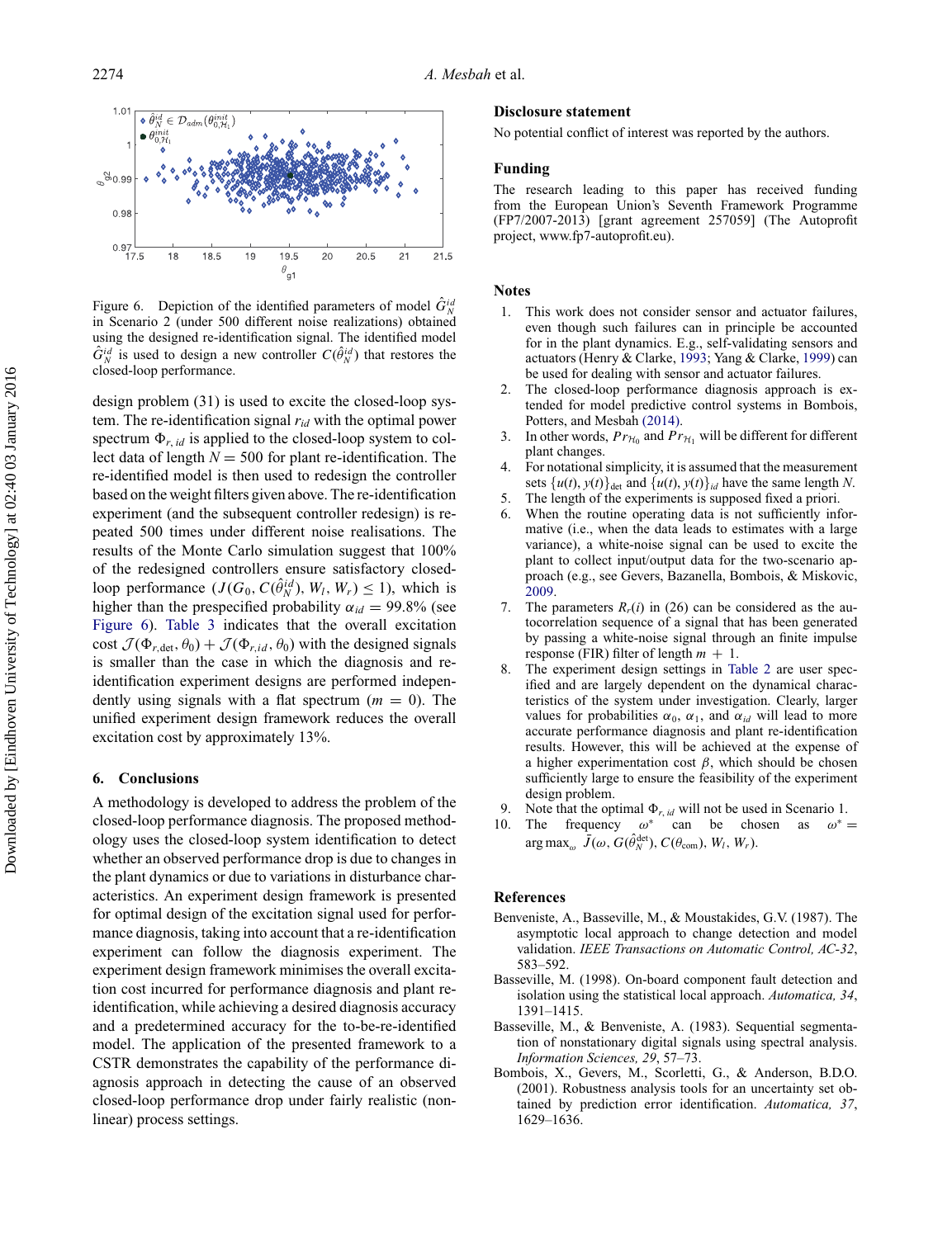Figure 6. Depiction of the identified parameters of model $\hat{G}_N^{id}$ in Scenario 2 (under 500 different noise realizations) obtained using the designed re-identification signal. The identified model $\hat{G}_N^{id}$ is used to design a new controller $C(\hat{\theta}_N^{id})$ that restores the closed-loop performance.

design problem (31) is used to excite the closed-loop system. The re-identification signal $r_{id}$ with the optimal power spectrum $\Phi_{r,id}$ is applied to the closed-loop system to collect data of length $N = 500$ for plant re-identification. The re-identified model is then used to redesign the controller based on the weight filters given above. The re-identification experiment (and the subsequent controller redesign) is repeated 500 times under different noise realisations. The results of the Monte Carlo simulation suggest that 100% of the redesigned controllers ensure satisfactory closed-loop performance ($J(G_0, C(\hat{\theta}_N^{id}), W_l, W_r) \leq 1$), which is higher than the prespecified probability $\alpha_{id} = 99.8\%$ (see Figure 6). Table 3 indicates that the overall excitation cost $\mathcal{J}(\Phi_{r,\text{det}}, \theta_0) + \mathcal{J}(\Phi_{r,id}, \theta_0)$ with the designed signals is smaller than the case in which the diagnosis and re-identification experiment designs are performed independently using signals with a flat spectrum ($m = 0$). The unified experiment design framework reduces the overall excitation cost by approximately 13%.

## 6. Conclusions

A methodology is developed to address the problem of the closed-loop performance diagnosis. The proposed methodology uses the closed-loop system identification to detect whether an observed performance drop is due to changes in the plant dynamics or due to variations in disturbance characteristics. An experiment design framework is presented for optimal design of the excitation signal used for performance diagnosis, taking into account that a re-identification experiment can follow the diagnosis experiment. The experiment design framework minimises the overall excitation cost incurred for performance diagnosis and plant re-identification, while achieving a desired diagnosis accuracy and a predetermined accuracy for the to-be-re-identified model. The application of the presented framework to a CSTR demonstrates the capability of the performance diagnosis approach in detecting the cause of an observed closed-loop performance drop under fairly realistic (nonlinear) process settings.

## Disclosure statement

No potential conflict of interest was reported by the authors.

## Funding

The research leading to this paper has received funding from the European Union's Seventh Framework Programme (FP7/2007-2013) [grant agreement 257059] (The Autoprofit project, www.fp7-autoprofit.eu).

## Notes

1. This work does not consider sensor and actuator failures, even though such failures can in principle be accounted for in the plant dynamics. E.g., self-validating sensors and actuators (Henry & Clarke, 1993; Yang & Clarke, 1999) can be used for dealing with sensor and actuator failures.
2. The closed-loop performance diagnosis approach is extended for model predictive control systems in Bombois, Potters, and Mesbah (2014).
3. In other words, $Pr_{\mathcal{H}_0}$ and $Pr_{\mathcal{H}_1}$ will be different for different plant changes.
4. For notational simplicity, it is assumed that the measurement sets $\{u(t), y(t)\}_{\text{det}}$ and $\{u(t), y(t)\}_{id}$ have the same length $N$.
5. The length of the experiments is supposed fixed a priori.
6. When the routine operating data is not sufficiently informative (i.e., when the data leads to estimates with a large variance), a white-noise signal can be used to excite the plant to collect input/output data for the two-scenario approach (e.g., see Gevers, Bazanella, Bombois, & Miskovic, 2009.
7. The parameters $R_r(i)$ in (26) can be considered as the autocorrelation sequence of a signal that has been generated by passing a white-noise signal through an finite impulse response (FIR) filter of length $m + 1$.
8. The experiment design settings in Table 2 are user specified and are largely dependent on the dynamical characteristics of the system under investigation. Clearly, larger values for probabilities $\alpha_0$, $\alpha_1$, and $\alpha_{id}$ will lead to more accurate performance diagnosis and plant re-identification results. However, this will be achieved at the expense of a higher experimentation cost $\beta$, which should be chosen sufficiently large to ensure the feasibility of the experiment design problem.
9. Note that the optimal $\Phi_{r,id}$ will not be used in Scenario 1.
10. The frequency $\omega^*$ can be chosen as $\omega^* = \arg\max_\omega \bar{J}(\omega, G(\hat{\theta}_N^{\text{det}}), C(\theta_{\text{com}}), W_l, W_r)$.

## References

Benveniste, A., Basseville, M., & Moustakides, G.V. (1987). The asymptotic local approach to change detection and model validation. *IEEE Transactions on Automatic Control, AC-32*, 583–592.

Basseville, M. (1998). On-board component fault detection and isolation using the statistical local approach. *Automatica, 34*, 1391–1415.

Basseville, M., & Benveniste, A. (1983). Sequential segmentation of nonstatonary digital signals using spectral analysis. *Information Sciences, 29*, 57–73.

Bombois, X., Gevers, M., Scorletti, G., & Anderson, B.D.O. (2001). Robustness analysis tools for an uncertainty set obtained by prediction error identification. *Automatica, 37*, 1629–1636.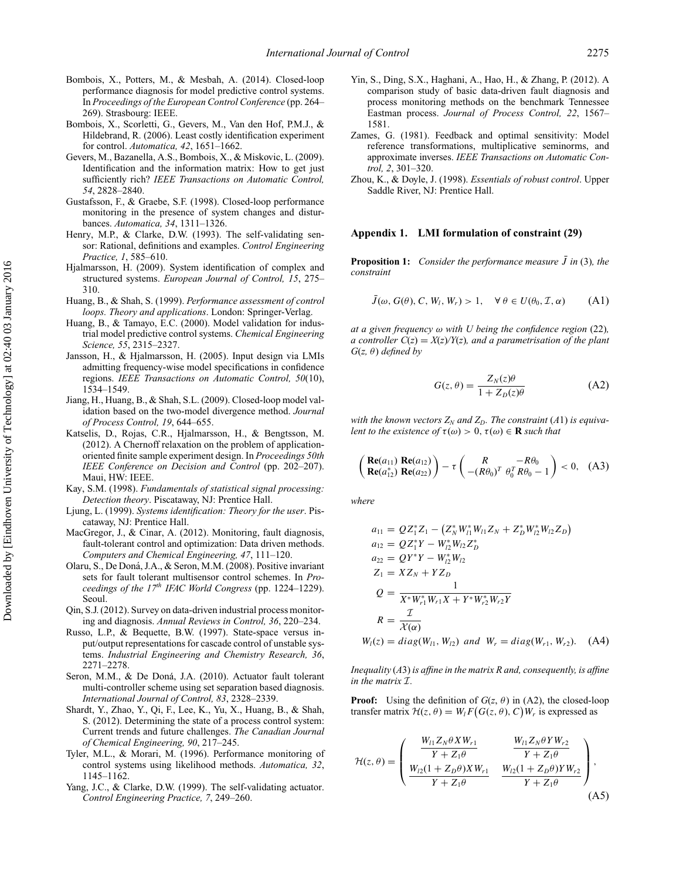Bombois, X., Potters, M., & Mesbah, A. (2014). Closed-loop performance diagnosis for model predictive control systems. In *Proceedings of the European Control Conference* (pp. 264–269). Strasbourg: IEEE.

Bombois, X., Scorletti, G., Gevers, M., Van den Hof, P.M.J., & Hildebrand, R. (2006). Least costly identification experiment for control. *Automatica, 42*, 1651–1662.

Gevers, M., Bazanella, A.S., Bombois, X., & Miskovic, L. (2009). Identification and the information matrix: How to get just sufficiently rich? *IEEE Transactions on Automatic Control, 54*, 2828–2840.

Gustafsson, F., & Graebe, S.F. (1998). Closed-loop performance monitoring in the presence of system changes and disturbances. *Automatica, 34*, 1311–1326.

Henry, M.P., & Clarke, D.W. (1993). The self-validating sensor: Rational, definitions and examples. *Control Engineering Practice, 1*, 585–610.

Hjalmarsson, H. (2009). System identification of complex and structured systems. *European Journal of Control, 15*, 275–310.

Huang, B., & Shah, S. (1999). *Performance assessment of control loops. Theory and applications*. London: Springer-Verlag.

Huang, B., & Tamayo, E.C. (2000). Model validation for industrial model predictive control systems. *Chemical Engineering Science, 55*, 2315–2327.

Jansson, H., & Hjalmarsson, H. (2005). Input design via LMIs admitting frequency-wise model specifications in confidence regions. *IEEE Transactions on Automatic Control, 50*(10), 1534–1549.

Jiang, H., Huang, B., & Shah, S.L. (2009). Closed-loop model validation based on the two-model divergence method. *Journal of Process Control, 19*, 644–655.

Katselis, D., Rojas, C.R., Hjalmarsson, H., & Bengtsson, M. (2012). A Chernoff relaxation on the problem of application-oriented finite sample experiment design. In *Proceedings 50th IEEE Conference on Decision and Control* (pp. 202–207). Maui, HW: IEEE.

Kay, S.M. (1998). *Fundamentals of statistical signal processing: Detection theory*. Piscataway, NJ: Prentice Hall.

Ljung, L. (1999). *Systems identification: Theory for the user*. Piscataway, NJ: Prentice Hall.

MacGregor, J., & Cinar, A. (2012). Monitoring, fault diagnosis, fault-tolerant control and optimization: Data driven methods. *Computers and Chemical Engineering, 47*, 111–120.

Olaru, S., De Doná, J.A., & Seron, M.M. (2008). Positive invariant sets for fault tolerant multisensor control schemes. In *Proceedings of the 17th IFAC World Congress* (pp. 1224–1229). Seoul.

Qin, S.J. (2012). Survey on data-driven industrial process monitoring and diagnosis. *Annual Reviews in Control, 36*, 220–234.

Russo, L.P., & Bequette, B.W. (1997). State-space versus input/output representations for cascade control of unstable systems. *Industrial Engineering and Chemistry Research, 36*, 2271–2278.

Seron, M.M., & De Doná, J.A. (2010). Actuator fault tolerant multi-controller scheme using set separation based diagnosis. *International Journal of Control, 83*, 2328–2339.

Shardt, Y., Zhao, Y., Qi, F., Lee, K., Yu, X., Huang, B., & Shah, S. (2012). Determining the state of a process control system: Current trends and future challenges. *The Canadian Journal of Chemical Engineering, 90*, 217–245.

Tyler, M.L., & Morari, M. (1996). Performance monitoring of control systems using likelihood methods. *Automatica, 32*, 1145–1162.

Yang, J.C., & Clarke, D.W. (1999). The self-validating actuator. *Control Engineering Practice, 7*, 249–260.

Yin, S., Ding, S.X., Haghani, A., Hao, H., & Zhang, P. (2012). A comparison study of basic data-driven fault diagnosis and process monitoring methods on the benchmark Tennessee Eastman process. *Journal of Process Control, 22*, 1567–1581.

Zames, G. (1981). Feedback and optimal sensitivity: Model reference transformations, multiplicative seminorms, and approximate inverses. *IEEE Transactions on Automatic Control, 2*, 301–320.

Zhou, K., & Doyle, J. (1998). *Essentials of robust control*. Upper Saddle River, NJ: Prentice Hall.

## Appendix 1. LMI formulation of constraint (29)

**Proposition 1:** *Consider the performance measure $\bar{J}$ in* (3)*, the constraint*

$$\bar{J}(\omega, G(\theta), C, W_l, W_r) > 1, \quad \forall\, \theta \in U(\theta_0, \mathcal{I}, \alpha) \tag{A1}$$

*at a given frequency $\omega$ with $U$ being the confidence region* (22)*, a controller $C(z) = X(z)/Y(z)$, and a parametrisation of the plant $G(z, \theta)$ defined by*

$$G(z, \theta) = \frac{Z_N(z)\theta}{1 + Z_D(z)\theta} \tag{A2}$$

*with the known vectors $Z_N$ and $Z_D$. The constraint* (*A*1) *is equivalent to the existence of $\tau(\omega) > 0$, $\tau(\omega) \in \mathbf{R}$ such that*

$$\begin{pmatrix} \mathbf{Re}(a_{11}) & \mathbf{Re}(a_{12}) \\ \mathbf{Re}(a_{12}^*) & \mathbf{Re}(a_{22}) \end{pmatrix} - \tau \begin{pmatrix} R & -R\theta_0 \\ -(R\theta_0)^T & \theta_0^T R\theta_0 - 1 \end{pmatrix} < 0, \tag{A3}$$

*where*

$$\begin{aligned}
a_{11} &= QZ_1^*Z_1 - \left(Z_N^* W_{l1}^* W_{l1} Z_N + Z_D^* W_{l2}^* W_{l2} Z_D\right)\\
a_{12} &= QZ_1^*Y - W_{l2}^* W_{l2} Z_D^*\\
a_{22} &= QY^*Y - W_{l2}^* W_{l2}\\
Z_1 &= XZ_N + YZ_D\\
Q &= \frac{1}{X^* W_{r1}^* W_{r1} X + Y^* W_{r2}^* W_{r2} Y}\\
R &= \frac{\mathcal{I}}{\mathcal{X}(\alpha)}\\
W_l(z) &= diag(W_{l1}, W_{l2}) \ \ and \ \ W_r = diag(W_{r1}, W_{r2}).
\end{aligned} \tag{A4}$$

*Inequality* (*A*3) *is affine in the matrix $R$ and, consequently, is affine in the matrix $\mathcal{I}$.*

**Proof:** Using the definition of $G(z, \theta)$ in (A2), the closed-loop transfer matrix $\mathcal{H}(z, \theta) = W_l F\big(G(z, \theta), C\big) W_r$ is expressed as

$$\mathcal{H}(z, \theta) = \begin{pmatrix} \dfrac{W_{l1} Z_N \theta X W_{r1}}{Y + Z_1\theta} & \dfrac{W_{l1} Z_N \theta Y W_{r2}}{Y + Z_1\theta} \\ \dfrac{W_{l2}(1 + Z_D\theta) X W_{r1}}{Y + Z_1\theta} & \dfrac{W_{l2}(1 + Z_D\theta) Y W_{r2}}{Y + Z_1\theta} \end{pmatrix}, \tag{A5}$$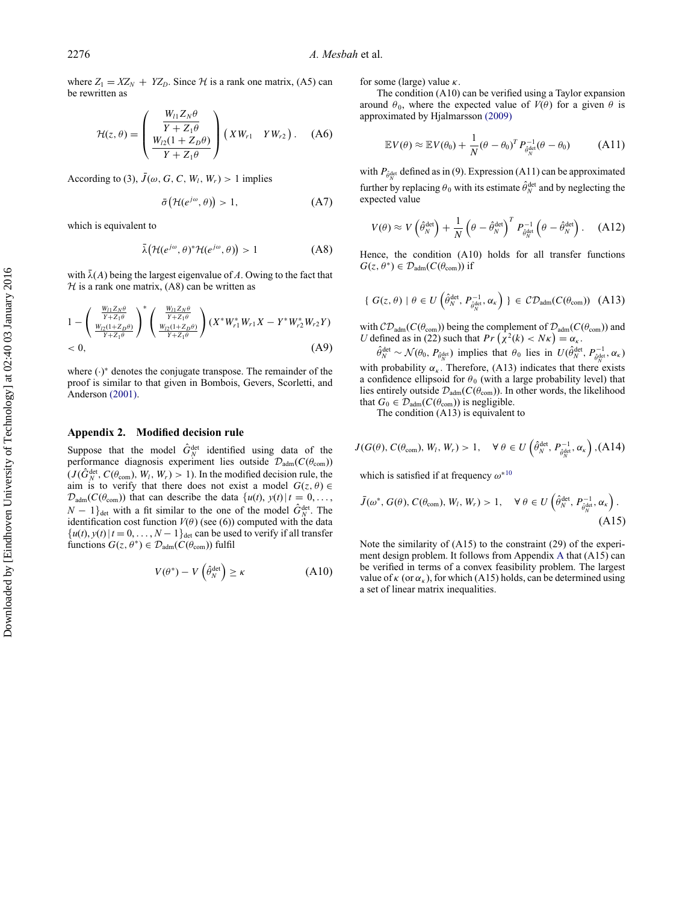where $Z_1 = XZ_N + YZ_D$. Since $\mathcal{H}$ is a rank one matrix, (A5) can be rewritten as

$$\mathcal{H}(z,\theta) = \begin{pmatrix} \dfrac{W_{l1} Z_N \theta}{Y + Z_1\theta} \\ \dfrac{W_{l2}(1+Z_D\theta)}{Y+Z_1\theta} \end{pmatrix} \begin{pmatrix} XW_{r1} & YW_{r2} \end{pmatrix}. \quad \text{(A6)}$$

According to (3), $\bar{J}(\omega, G, C, W_l, W_r) > 1$ implies

$$\bar{\sigma}\left(\mathcal{H}(e^{j\omega},\theta)\right) > 1, \quad \text{(A7)}$$

which is equivalent to

$$\bar{\lambda}\left(\mathcal{H}(e^{j\omega},\theta)^* \mathcal{H}(e^{j\omega},\theta)\right) > 1 \quad \text{(A8)}$$

with $\bar{\lambda}(A)$ being the largest eigenvalue of $A$. Owing to the fact that $\mathcal{H}$ is a rank one matrix, (A8) can be written as

$$1 - \begin{pmatrix} \frac{W_{l1} Z_N\theta}{Y+Z_1\theta} \\ \frac{W_{l2}(1+Z_D\theta)}{Y+Z_1\theta} \end{pmatrix}^* \begin{pmatrix} \frac{W_{l1} Z_N\theta}{Y+Z_1\theta} \\ \frac{W_{l2}(1+Z_D\theta)}{Y+Z_1\theta} \end{pmatrix} (X^* W_{r1}^* W_{r1} X - Y^* W_{r2}^* W_{r2} Y) < 0, \quad \text{(A9)}$$

where $(\cdot)^*$ denotes the conjugate transpose. The remainder of the proof is similar to that given in Bombois, Gevers, Scorletti, and Anderson (2001).

## Appendix 2. Modified decision rule

Suppose that the model $\hat{G}_N^{\text{det}}$ identified using data of the performance diagnosis experiment lies outside $\mathcal{D}_{\text{adm}}(C(\theta_{\text{com}}))$ $(J(\hat{G}_N^{\text{det}}, C(\theta_{\text{com}}), W_l, W_r) > 1)$. In the modified decision rule, the aim is to verify that there does not exist a model $G(z,\theta) \in \mathcal{D}_{\text{adm}}(C(\theta_{\text{com}}))$ that can describe the data $\{u(t), y(t) \,|\, t = 0, \ldots, N-1\}_{\text{det}}$ with a fit similar to the one of the model $\hat{G}_N^{\text{det}}$. The identification cost function $V(\theta)$ (see (6)) computed with the data $\{u(t), y(t) \,|\, t = 0, \ldots, N-1\}_{\text{det}}$ can be used to verify if all transfer functions $G(z,\theta^*) \in \mathcal{D}_{\text{adm}}(C(\theta_{\text{com}}))$ fulfil

$$V(\theta^*) - V\left(\hat{\theta}_N^{\text{det}}\right) \geq \kappa \quad \text{(A10)}$$

for some (large) value $\kappa$.

The condition (A10) can be verified using a Taylor expansion around $\theta_0$, where the expected value of $V(\theta)$ for a given $\theta$ is approximated by Hjalmarsson (2009)

$$\mathbb{E}V(\theta) \approx \mathbb{E}V(\theta_0) + \frac{1}{N}(\theta - \theta_0)^T P_{\hat{\theta}_N^{\text{det}}}^{-1} (\theta - \theta_0) \quad \text{(A11)}$$

with $P_{\hat{\theta}_N^{\text{det}}}$ defined as in (9). Expression (A11) can be approximated further by replacing $\theta_0$ with its estimate $\hat{\theta}_N^{\text{det}}$ and by neglecting the expected value

$$V(\theta) \approx V\left(\hat{\theta}_N^{\text{det}}\right) + \frac{1}{N}\left(\theta - \hat{\theta}_N^{\text{det}}\right)^T P_{\hat{\theta}_N^{\text{det}}}^{-1} \left(\theta - \hat{\theta}_N^{\text{det}}\right). \quad \text{(A12)}$$

Hence, the condition (A10) holds for all transfer functions $G(z,\theta^*) \in \mathcal{D}_{\text{adm}}(C(\theta_{\text{com}}))$ if

$$\{\, G(z,\theta) \mid \theta \in U\left(\hat{\theta}_N^{\text{det}}, P_{\hat{\theta}_N^{\text{det}}}^{-1}, \alpha_\kappa\right) \,\} \in \mathcal{CD}_{\text{adm}}(C(\theta_{\text{com}})) \quad \text{(A13)}$$

with $\mathcal{CD}_{\text{adm}}(C(\theta_{\text{com}}))$ being the complement of $\mathcal{D}_{\text{adm}}(C(\theta_{\text{com}}))$ and $U$ defined as in (22) such that $Pr\left(\chi^2(k) < N\kappa\right) = \alpha_\kappa$.

$\hat{\theta}_N^{\text{det}} \sim \mathcal{N}(\theta_0, P_{\hat{\theta}_N^{\text{det}}})$ implies that $\theta_0$ lies in $U(\hat{\theta}_N^{\text{det}}, P_{\hat{\theta}_N^{\text{det}}}^{-1}, \alpha_\kappa)$ with probability $\alpha_\kappa$. Therefore, (A13) indicates that there exists a confidence ellipsoid for $\theta_0$ (with a large probability level) that lies entirely outside $\mathcal{D}_{\text{adm}}(C(\theta_{\text{com}}))$. In other words, the likelihood that $G_0 \in \mathcal{D}_{\text{adm}}(C(\theta_{\text{com}}))$ is negligible.

The condition (A13) is equivalent to

$$J(G(\theta), C(\theta_{\text{com}}), W_l, W_r) > 1, \quad \forall\, \theta \in U\left(\hat{\theta}_N^{\text{det}}, P_{\hat{\theta}_N^{\text{det}}}^{-1}, \alpha_\kappa\right), \quad \text{(A14)}$$

which is satisfied if at frequency $\omega^*$[10]

$$\bar{J}(\omega^*, G(\theta), C(\theta_{\text{com}}), W_l, W_r) > 1, \quad \forall\, \theta \in U\left(\hat{\theta}_N^{\text{det}}, P_{\hat{\theta}_N^{\text{det}}}^{-1}, \alpha_\kappa\right). \quad \text{(A15)}$$

Note the similarity of (A15) to the constraint (29) of the experiment design problem. It follows from Appendix A that (A15) can be verified in terms of a convex feasibility problem. The largest value of $\kappa$ (or $\alpha_\kappa$), for which (A15) holds, can be determined using a set of linear matrix inequalities.